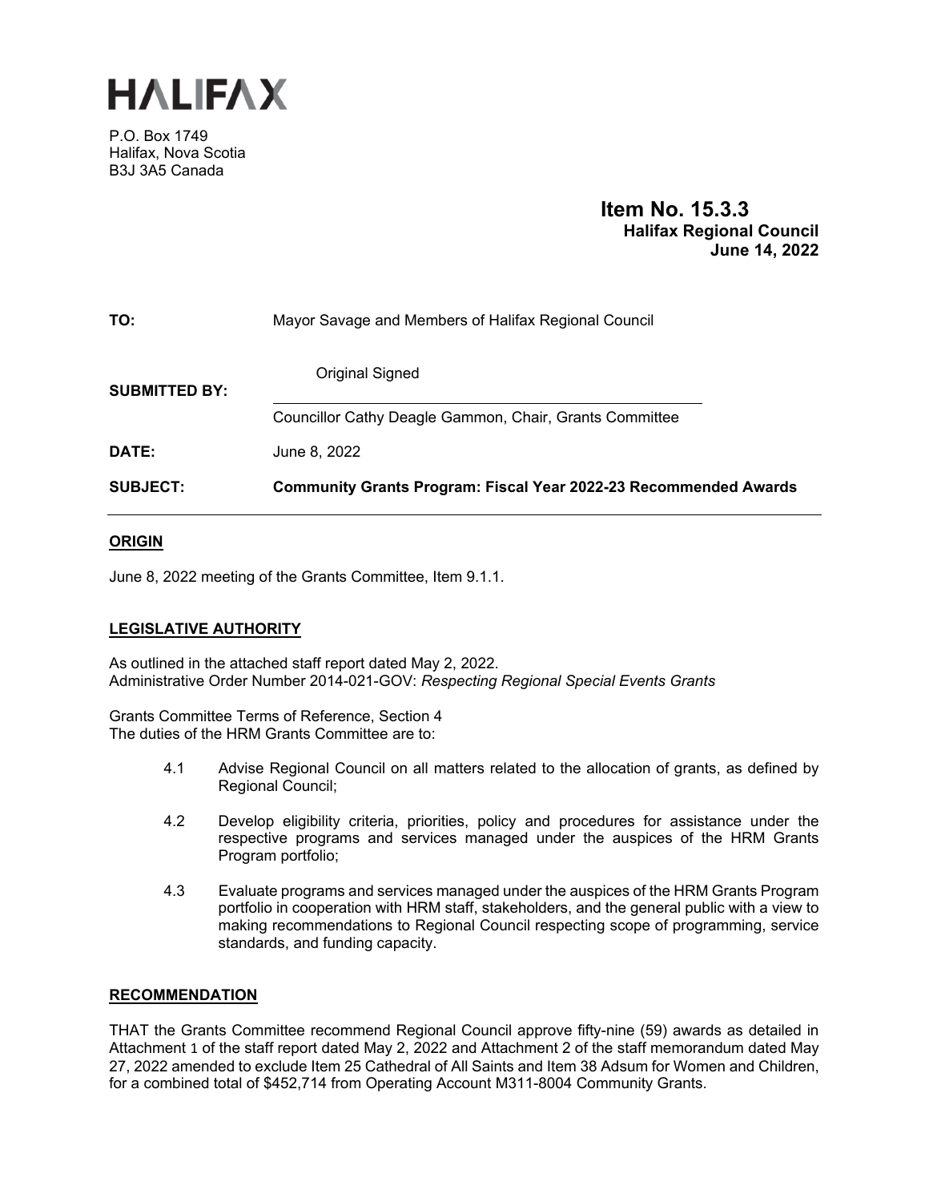# HALIFAX

P.O. Box 1749
Halifax, Nova Scotia
B3J 3A5 Canada

**Item No. 15.3.3**
**Halifax Regional Council**
**June 14, 2022**

**TO:** Mayor Savage and Members of Halifax Regional Council

**SUBMITTED BY:** Original Signed

Councillor Cathy Deagle Gammon, Chair, Grants Committee

**DATE:** June 8, 2022

**SUBJECT:** **Community Grants Program: Fiscal Year 2022-23 Recommended Awards**

---

## ORIGIN

June 8, 2022 meeting of the Grants Committee, Item 9.1.1.

## LEGISLATIVE AUTHORITY

As outlined in the attached staff report dated May 2, 2022.
Administrative Order Number 2014-021-GOV: *Respecting Regional Special Events Grants*

Grants Committee Terms of Reference, Section 4
The duties of the HRM Grants Committee are to:

4.1 Advise Regional Council on all matters related to the allocation of grants, as defined by Regional Council;

4.2 Develop eligibility criteria, priorities, policy and procedures for assistance under the respective programs and services managed under the auspices of the HRM Grants Program portfolio;

4.3 Evaluate programs and services managed under the auspices of the HRM Grants Program portfolio in cooperation with HRM staff, stakeholders, and the general public with a view to making recommendations to Regional Council respecting scope of programming, service standards, and funding capacity.

## RECOMMENDATION

THAT the Grants Committee recommend Regional Council approve fifty-nine (59) awards as detailed in Attachment 1 of the staff report dated May 2, 2022 and Attachment 2 of the staff memorandum dated May 27, 2022 amended to exclude Item 25 Cathedral of All Saints and Item 38 Adsum for Women and Children, for a combined total of $452,714 from Operating Account M311-8004 Community Grants.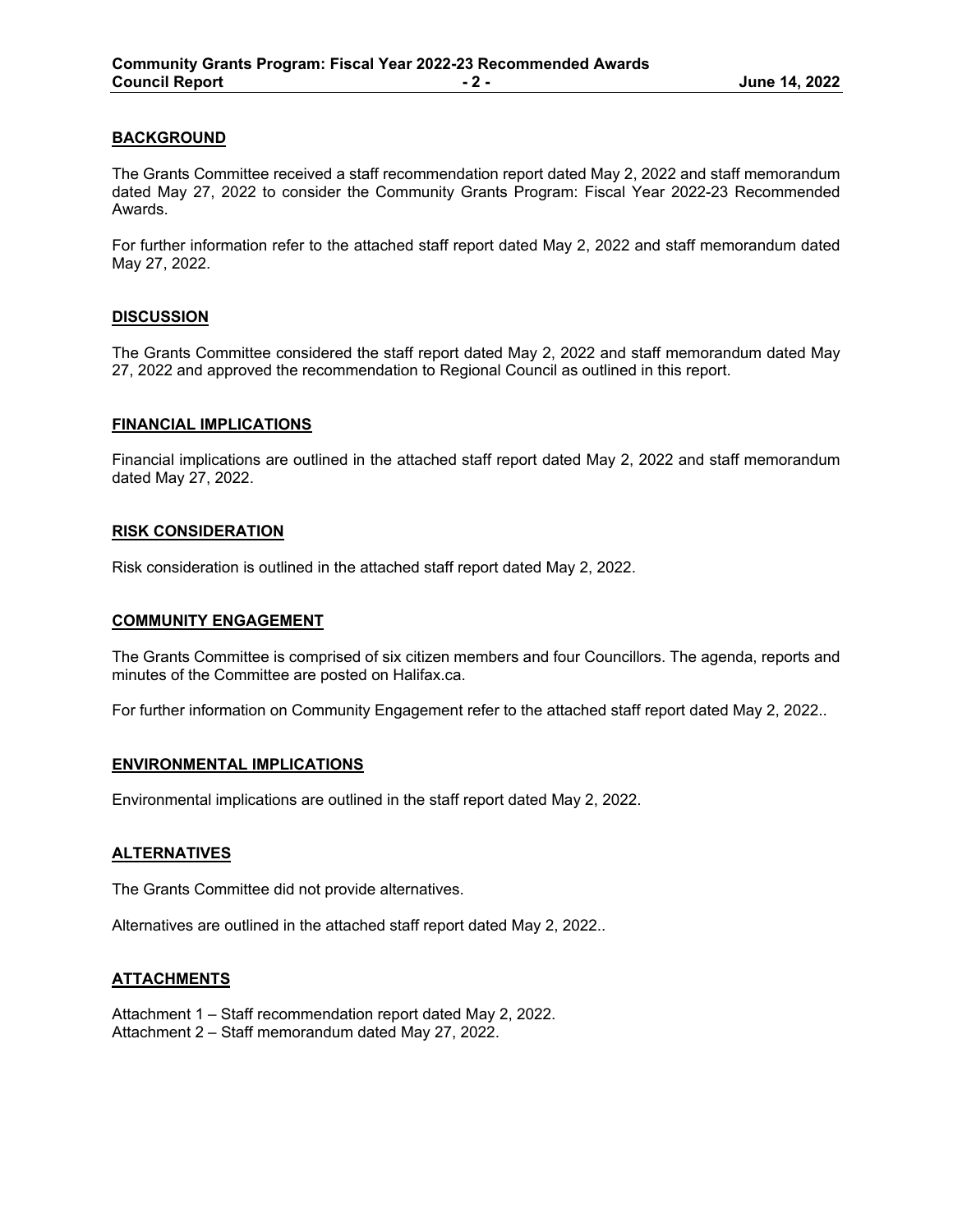## BACKGROUND

The Grants Committee received a staff recommendation report dated May 2, 2022 and staff memorandum dated May 27, 2022 to consider the Community Grants Program: Fiscal Year 2022-23 Recommended Awards.

For further information refer to the attached staff report dated May 2, 2022 and staff memorandum dated May 27, 2022.

## DISCUSSION

The Grants Committee considered the staff report dated May 2, 2022 and staff memorandum dated May 27, 2022 and approved the recommendation to Regional Council as outlined in this report.

## FINANCIAL IMPLICATIONS

Financial implications are outlined in the attached staff report dated May 2, 2022 and staff memorandum dated May 27, 2022.

## RISK CONSIDERATION

Risk consideration is outlined in the attached staff report dated May 2, 2022.

## COMMUNITY ENGAGEMENT

The Grants Committee is comprised of six citizen members and four Councillors. The agenda, reports and minutes of the Committee are posted on Halifax.ca.

For further information on Community Engagement refer to the attached staff report dated May 2, 2022..

## ENVIRONMENTAL IMPLICATIONS

Environmental implications are outlined in the staff report dated May 2, 2022.

## ALTERNATIVES

The Grants Committee did not provide alternatives.

Alternatives are outlined in the attached staff report dated May 2, 2022..

## ATTACHMENTS

Attachment 1 – Staff recommendation report dated May 2, 2022.
Attachment 2 – Staff memorandum dated May 27, 2022.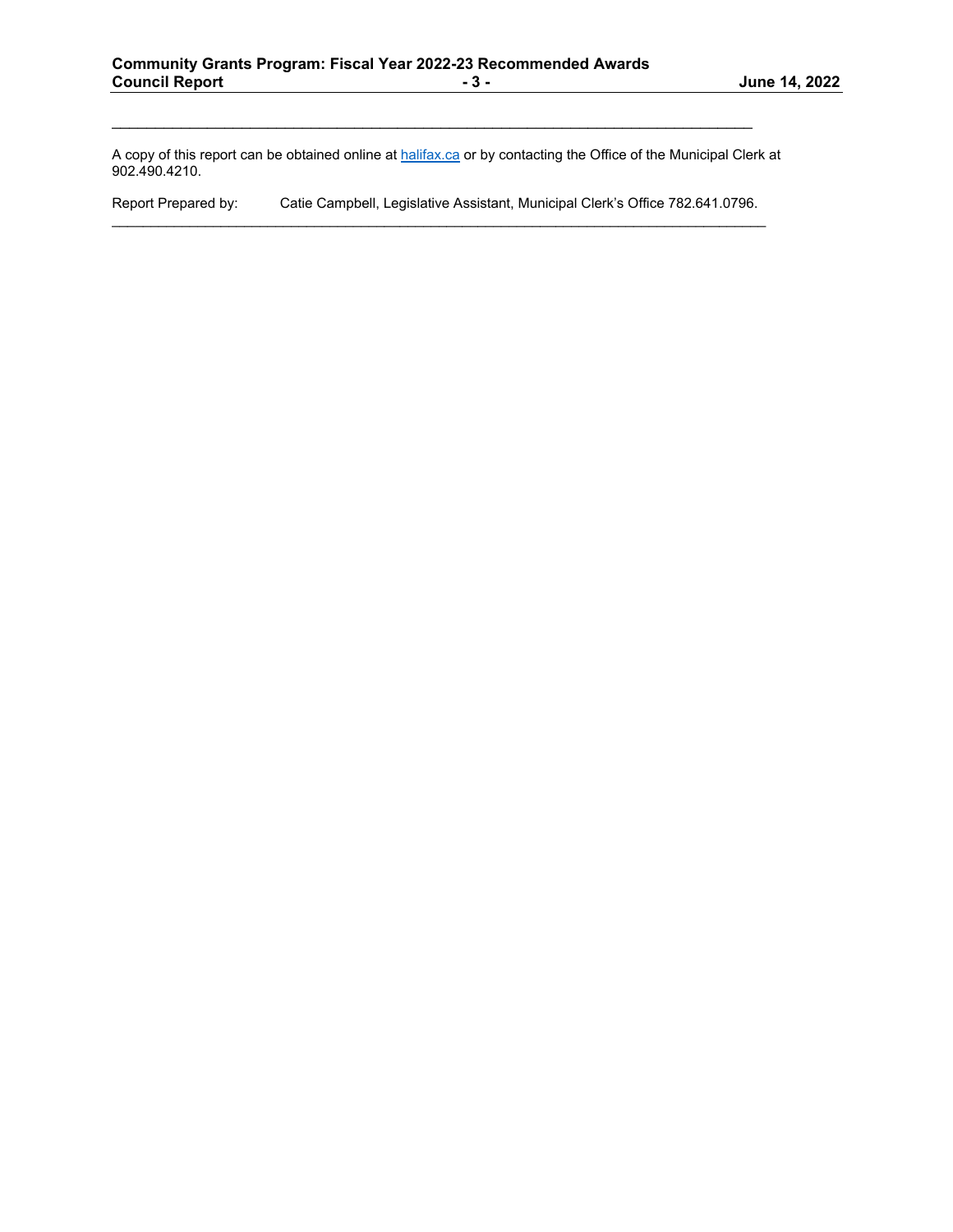---

A copy of this report can be obtained online at [halifax.ca](halifax.ca) or by contacting the Office of the Municipal Clerk at 902.490.4210.

Report Prepared by: Catie Campbell, Legislative Assistant, Municipal Clerk's Office 782.641.0796.

---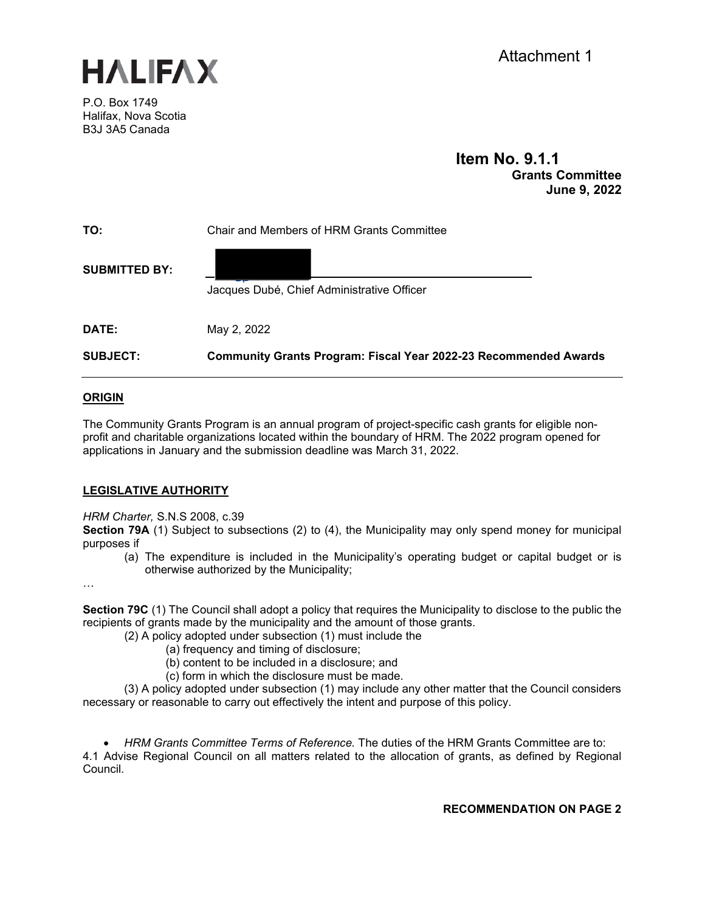Attachment 1

# HALIFAX

P.O. Box 1749
Halifax, Nova Scotia
B3J 3A5 Canada

**Item No. 9.1.1**
**Grants Committee**
**June 9, 2022**

**TO:** Chair and Members of HRM Grants Committee

**SUBMITTED BY:**

Jacques Dubé, Chief Administrative Officer

**DATE:** May 2, 2022

**SUBJECT:** **Community Grants Program: Fiscal Year 2022-23 Recommended Awards**

## ORIGIN

The Community Grants Program is an annual program of project-specific cash grants for eligible non-profit and charitable organizations located within the boundary of HRM. The 2022 program opened for applications in January and the submission deadline was March 31, 2022.

## LEGISLATIVE AUTHORITY

*HRM Charter,* S.N.S 2008, c.39

**Section 79A** (1) Subject to subsections (2) to (4), the Municipality may only spend money for municipal purposes if

(a) The expenditure is included in the Municipality's operating budget or capital budget or is otherwise authorized by the Municipality;

…

**Section 79C** (1) The Council shall adopt a policy that requires the Municipality to disclose to the public the recipients of grants made by the municipality and the amount of those grants.

(2) A policy adopted under subsection (1) must include the

(a) frequency and timing of disclosure;

(b) content to be included in a disclosure; and

(c) form in which the disclosure must be made.

(3) A policy adopted under subsection (1) may include any other matter that the Council considers necessary or reasonable to carry out effectively the intent and purpose of this policy.

- *HRM Grants Committee Terms of Reference.* The duties of the HRM Grants Committee are to:

4.1 Advise Regional Council on all matters related to the allocation of grants, as defined by Regional Council.

**RECOMMENDATION ON PAGE 2**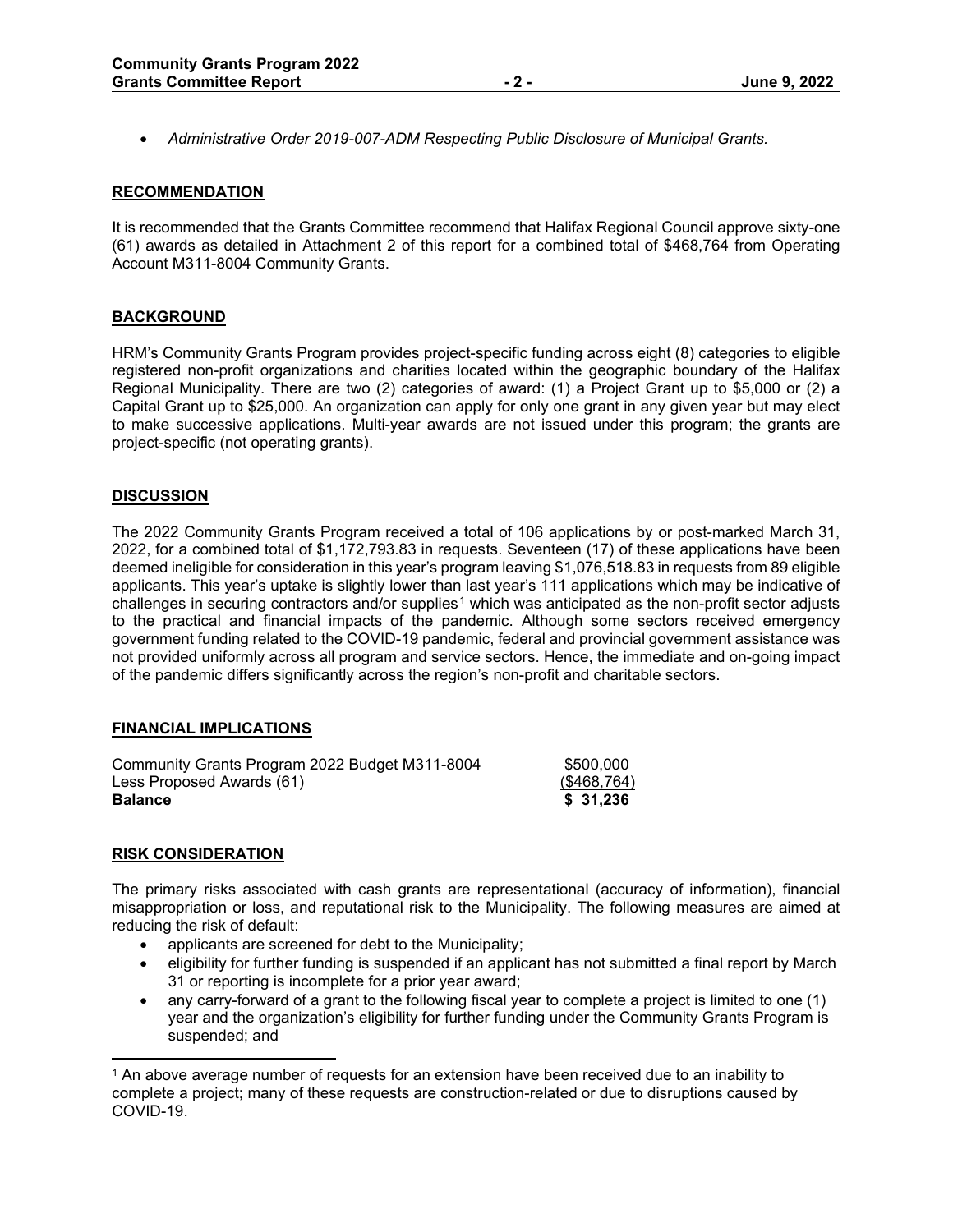- *Administrative Order 2019-007-ADM Respecting Public Disclosure of Municipal Grants.*

## RECOMMENDATION

It is recommended that the Grants Committee recommend that Halifax Regional Council approve sixty-one (61) awards as detailed in Attachment 2 of this report for a combined total of $468,764 from Operating Account M311-8004 Community Grants.

## BACKGROUND

HRM's Community Grants Program provides project-specific funding across eight (8) categories to eligible registered non-profit organizations and charities located within the geographic boundary of the Halifax Regional Municipality. There are two (2) categories of award: (1) a Project Grant up to $5,000 or (2) a Capital Grant up to $25,000. An organization can apply for only one grant in any given year but may elect to make successive applications. Multi-year awards are not issued under this program; the grants are project-specific (not operating grants).

## DISCUSSION

The 2022 Community Grants Program received a total of 106 applications by or post-marked March 31, 2022, for a combined total of $1,172,793.83 in requests. Seventeen (17) of these applications have been deemed ineligible for consideration in this year's program leaving $1,076,518.83 in requests from 89 eligible applicants. This year's uptake is slightly lower than last year's 111 applications which may be indicative of challenges in securing contractors and/or supplies[1] which was anticipated as the non-profit sector adjusts to the practical and financial impacts of the pandemic. Although some sectors received emergency government funding related to the COVID-19 pandemic, federal and provincial government assistance was not provided uniformly across all program and service sectors. Hence, the immediate and on-going impact of the pandemic differs significantly across the region's non-profit and charitable sectors.

## FINANCIAL IMPLICATIONS

| | |
|---|---|
| Community Grants Program 2022 Budget M311-8004 | $500,000 |
| Less Proposed Awards (61) | ($468,764) |
| **Balance** | **$ 31,236** |

## RISK CONSIDERATION

The primary risks associated with cash grants are representational (accuracy of information), financial misappropriation or loss, and reputational risk to the Municipality. The following measures are aimed at reducing the risk of default:

- applicants are screened for debt to the Municipality;
- eligibility for further funding is suspended if an applicant has not submitted a final report by March 31 or reporting is incomplete for a prior year award;
- any carry-forward of a grant to the following fiscal year to complete a project is limited to one (1) year and the organization's eligibility for further funding under the Community Grants Program is suspended; and

[1] An above average number of requests for an extension have been received due to an inability to complete a project; many of these requests are construction-related or due to disruptions caused by COVID-19.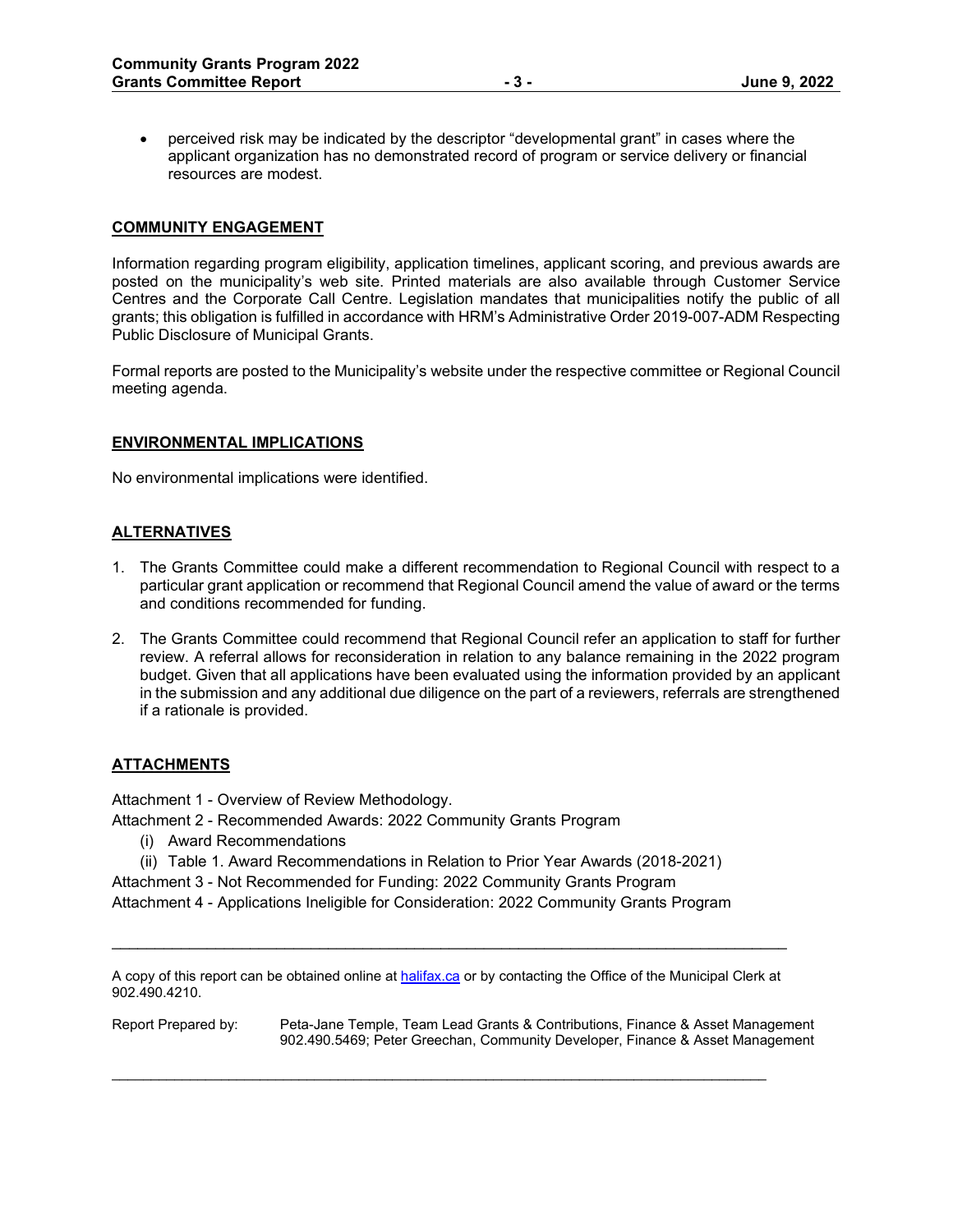- perceived risk may be indicated by the descriptor "developmental grant" in cases where the applicant organization has no demonstrated record of program or service delivery or financial resources are modest.

## COMMUNITY ENGAGEMENT

Information regarding program eligibility, application timelines, applicant scoring, and previous awards are posted on the municipality's web site. Printed materials are also available through Customer Service Centres and the Corporate Call Centre. Legislation mandates that municipalities notify the public of all grants; this obligation is fulfilled in accordance with HRM's Administrative Order 2019-007-ADM Respecting Public Disclosure of Municipal Grants.

Formal reports are posted to the Municipality's website under the respective committee or Regional Council meeting agenda.

## ENVIRONMENTAL IMPLICATIONS

No environmental implications were identified.

## ALTERNATIVES

1. The Grants Committee could make a different recommendation to Regional Council with respect to a particular grant application or recommend that Regional Council amend the value of award or the terms and conditions recommended for funding.
2. The Grants Committee could recommend that Regional Council refer an application to staff for further review. A referral allows for reconsideration in relation to any balance remaining in the 2022 program budget. Given that all applications have been evaluated using the information provided by an applicant in the submission and any additional due diligence on the part of a reviewers, referrals are strengthened if a rationale is provided.

## ATTACHMENTS

Attachment 1 - Overview of Review Methodology.
Attachment 2 - Recommended Awards: 2022 Community Grants Program
- (i) Award Recommendations
- (ii) Table 1. Award Recommendations in Relation to Prior Year Awards (2018-2021)

Attachment 3 - Not Recommended for Funding: 2022 Community Grants Program
Attachment 4 - Applications Ineligible for Consideration: 2022 Community Grants Program

---

A copy of this report can be obtained online at [halifax.ca](halifax.ca) or by contacting the Office of the Municipal Clerk at 902.490.4210.

Report Prepared by: Peta-Jane Temple, Team Lead Grants & Contributions, Finance & Asset Management 902.490.5469; Peter Greechan, Community Developer, Finance & Asset Management

---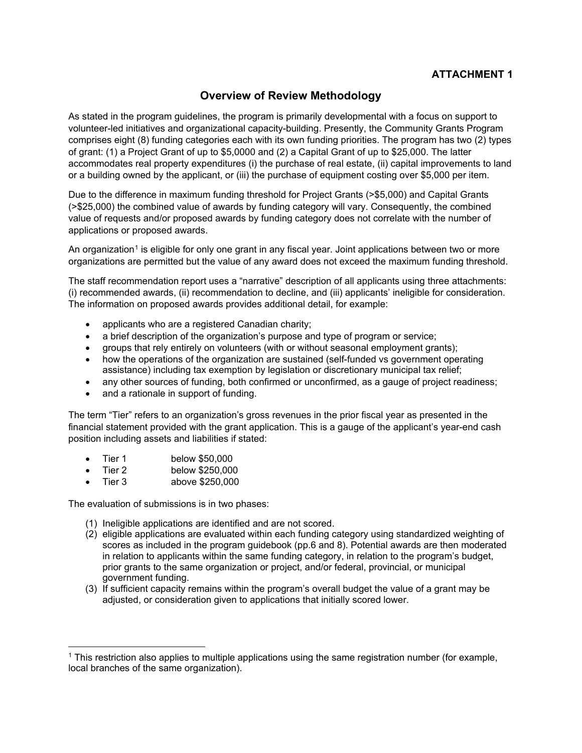**ATTACHMENT 1**

# Overview of Review Methodology

As stated in the program guidelines, the program is primarily developmental with a focus on support to volunteer-led initiatives and organizational capacity-building. Presently, the Community Grants Program comprises eight (8) funding categories each with its own funding priorities. The program has two (2) types of grant: (1) a Project Grant of up to $5,0000 and (2) a Capital Grant of up to $25,000. The latter accommodates real property expenditures (i) the purchase of real estate, (ii) capital improvements to land or a building owned by the applicant, or (iii) the purchase of equipment costing over $5,000 per item.

Due to the difference in maximum funding threshold for Project Grants (>$5,000) and Capital Grants (>$25,000) the combined value of awards by funding category will vary. Consequently, the combined value of requests and/or proposed awards by funding category does not correlate with the number of applications or proposed awards.

An organization[1] is eligible for only one grant in any fiscal year. Joint applications between two or more organizations are permitted but the value of any award does not exceed the maximum funding threshold.

The staff recommendation report uses a "narrative" description of all applicants using three attachments: (i) recommended awards, (ii) recommendation to decline, and (iii) applicants' ineligible for consideration. The information on proposed awards provides additional detail, for example:

- applicants who are a registered Canadian charity;
- a brief description of the organization's purpose and type of program or service;
- groups that rely entirely on volunteers (with or without seasonal employment grants);
- how the operations of the organization are sustained (self-funded vs government operating assistance) including tax exemption by legislation or discretionary municipal tax relief;
- any other sources of funding, both confirmed or unconfirmed, as a gauge of project readiness;
- and a rationale in support of funding.

The term "Tier" refers to an organization's gross revenues in the prior fiscal year as presented in the financial statement provided with the grant application. This is a gauge of the applicant's year-end cash position including assets and liabilities if stated:

- Tier 1 below $50,000
- Tier 2 below $250,000
- Tier 3 above $250,000

The evaluation of submissions is in two phases:

(1) Ineligible applications are identified and are not scored.
(2) eligible applications are evaluated within each funding category using standardized weighting of scores as included in the program guidebook (pp.6 and 8). Potential awards are then moderated in relation to applicants within the same funding category, in relation to the program's budget, prior grants to the same organization or project, and/or federal, provincial, or municipal government funding.
(3) If sufficient capacity remains within the program's overall budget the value of a grant may be adjusted, or consideration given to applications that initially scored lower.

[1] This restriction also applies to multiple applications using the same registration number (for example, local branches of the same organization).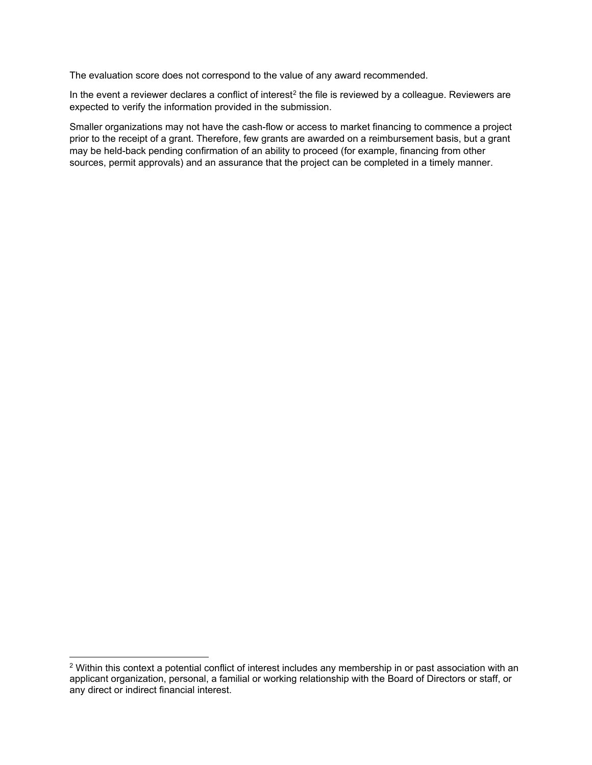The evaluation score does not correspond to the value of any award recommended.

In the event a reviewer declares a conflict of interest[2] the file is reviewed by a colleague. Reviewers are expected to verify the information provided in the submission.

Smaller organizations may not have the cash-flow or access to market financing to commence a project prior to the receipt of a grant. Therefore, few grants are awarded on a reimbursement basis, but a grant may be held-back pending confirmation of an ability to proceed (for example, financing from other sources, permit approvals) and an assurance that the project can be completed in a timely manner.

---

[2] Within this context a potential conflict of interest includes any membership in or past association with an applicant organization, personal, a familial or working relationship with the Board of Directors or staff, or any direct or indirect financial interest.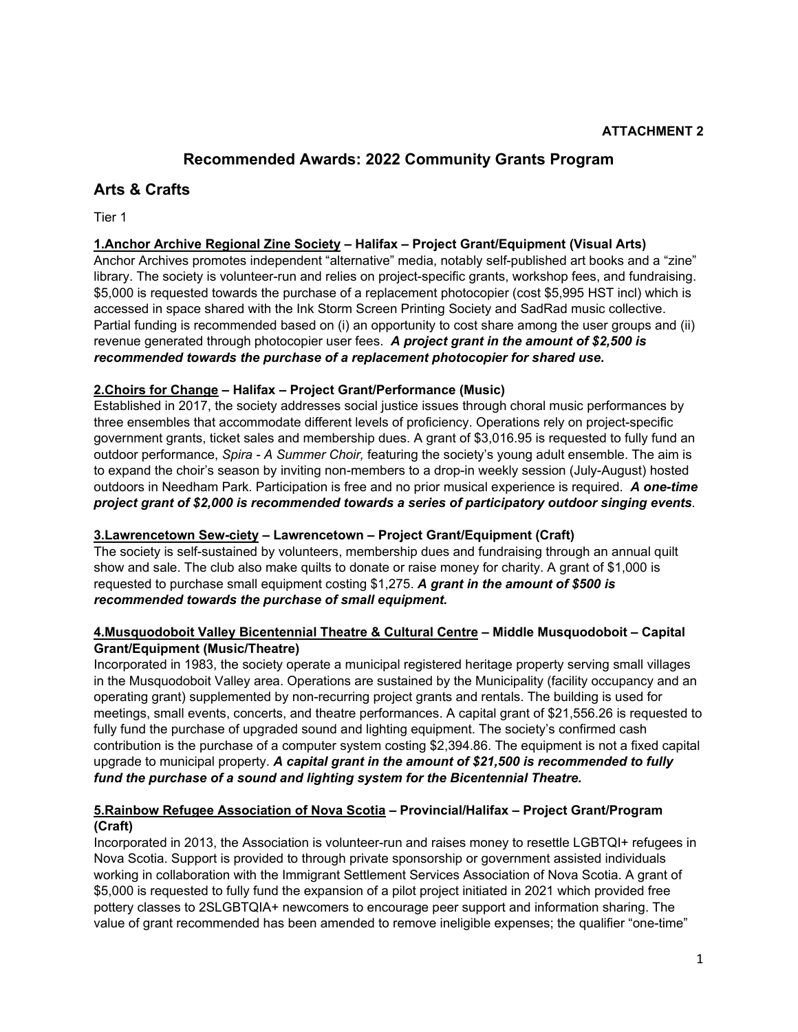**ATTACHMENT 2**

# Recommended Awards: 2022 Community Grants Program

## Arts & Crafts

Tier 1

**<u>1.Anchor Archive Regional Zine Society</u> – Halifax – Project Grant/Equipment (Visual Arts)**
Anchor Archives promotes independent "alternative" media, notably self-published art books and a "zine" library. The society is volunteer-run and relies on project-specific grants, workshop fees, and fundraising. $5,000 is requested towards the purchase of a replacement photocopier (cost $5,995 HST incl) which is accessed in space shared with the Ink Storm Screen Printing Society and SadRad music collective. Partial funding is recommended based on (i) an opportunity to cost share among the user groups and (ii) revenue generated through photocopier user fees. ***A project grant in the amount of $2,500 is recommended towards the purchase of a replacement photocopier for shared use*.**

**<u>2.Choirs for Change</u> – Halifax – Project Grant/Performance (Music)**
Established in 2017, the society addresses social justice issues through choral music performances by three ensembles that accommodate different levels of proficiency. Operations rely on project-specific government grants, ticket sales and membership dues. A grant of $3,016.95 is requested to fully fund an outdoor performance, *Spira - A Summer Choir,* featuring the society's young adult ensemble. The aim is to expand the choir's season by inviting non-members to a drop-in weekly session (July-August) hosted outdoors in Needham Park. Participation is free and no prior musical experience is required. ***A one-time project grant of $2,000 is recommended towards a series of participatory outdoor singing events*.**

**<u>3.Lawrencetown Sew-ciety</u> – Lawrencetown – Project Grant/Equipment (Craft)**
The society is self-sustained by volunteers, membership dues and fundraising through an annual quilt show and sale. The club also make quilts to donate or raise money for charity. A grant of $1,000 is requested to purchase small equipment costing $1,275. ***A grant in the amount of $500 is recommended towards the purchase of small equipment.***

**<u>4.Musquodoboit Valley Bicentennial Theatre & Cultural Centre</u> – Middle Musquodoboit – Capital Grant/Equipment (Music/Theatre)**
Incorporated in 1983, the society operate a municipal registered heritage property serving small villages in the Musquodoboit Valley area. Operations are sustained by the Municipality (facility occupancy and an operating grant) supplemented by non-recurring project grants and rentals. The building is used for meetings, small events, concerts, and theatre performances. A capital grant of $21,556.26 is requested to fully fund the purchase of upgraded sound and lighting equipment. The society's confirmed cash contribution is the purchase of a computer system costing $2,394.86. The equipment is not a fixed capital upgrade to municipal property. ***A capital grant in the amount of $21,500 is recommended to fully fund the purchase of a sound and lighting system for the Bicentennial Theatre.***

**<u>5.Rainbow Refugee Association of Nova Scotia</u> – Provincial/Halifax – Project Grant/Program (Craft)**
Incorporated in 2013, the Association is volunteer-run and raises money to resettle LGBTQI+ refugees in Nova Scotia. Support is provided to through private sponsorship or government assisted individuals working in collaboration with the Immigrant Settlement Services Association of Nova Scotia. A grant of $5,000 is requested to fully fund the expansion of a pilot project initiated in 2021 which provided free pottery classes to 2SLGBTQIA+ newcomers to encourage peer support and information sharing. The value of grant recommended has been amended to remove ineligible expenses; the qualifier "one-time"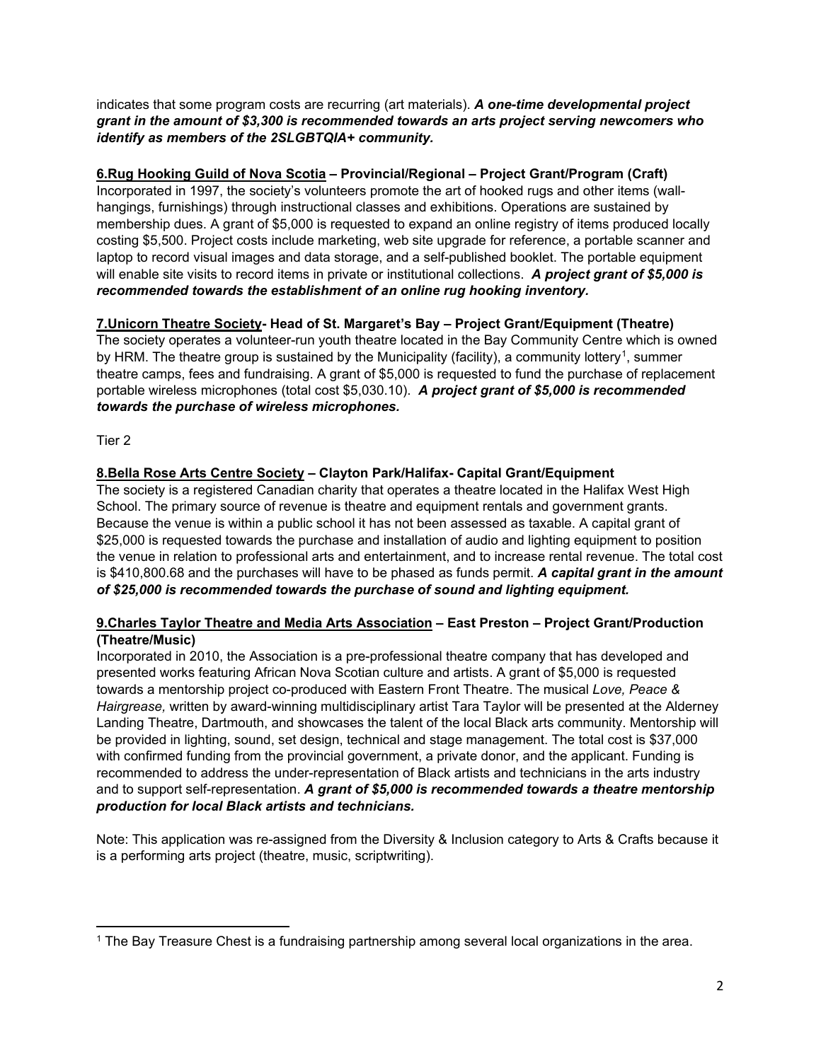indicates that some program costs are recurring (art materials). ***A one-time developmental project grant in the amount of $3,300 is recommended towards an arts project serving newcomers who identify as members of the 2SLGBTQIA+ community.***

**6.Rug Hooking Guild of Nova Scotia – Provincial/Regional – Project Grant/Program (Craft)**

Incorporated in 1997, the society's volunteers promote the art of hooked rugs and other items (wall-hangings, furnishings) through instructional classes and exhibitions. Operations are sustained by membership dues. A grant of $5,000 is requested to expand an online registry of items produced locally costing $5,500. Project costs include marketing, web site upgrade for reference, a portable scanner and laptop to record visual images and data storage, and a self-published booklet. The portable equipment will enable site visits to record items in private or institutional collections. ***A project grant of $5,000 is recommended towards the establishment of an online rug hooking inventory.***

**7.Unicorn Theatre Society- Head of St. Margaret's Bay – Project Grant/Equipment (Theatre)**

The society operates a volunteer-run youth theatre located in the Bay Community Centre which is owned by HRM. The theatre group is sustained by the Municipality (facility), a community lottery[1], summer theatre camps, fees and fundraising. A grant of $5,000 is requested to fund the purchase of replacement portable wireless microphones (total cost $5,030.10). ***A project grant of $5,000 is recommended towards the purchase of wireless microphones.***

Tier 2

**8.Bella Rose Arts Centre Society – Clayton Park/Halifax- Capital Grant/Equipment**

The society is a registered Canadian charity that operates a theatre located in the Halifax West High School. The primary source of revenue is theatre and equipment rentals and government grants. Because the venue is within a public school it has not been assessed as taxable. A capital grant of $25,000 is requested towards the purchase and installation of audio and lighting equipment to position the venue in relation to professional arts and entertainment, and to increase rental revenue. The total cost is $410,800.68 and the purchases will have to be phased as funds permit. ***A capital grant in the amount of $25,000 is recommended towards the purchase of sound and lighting equipment.***

**9.Charles Taylor Theatre and Media Arts Association – East Preston – Project Grant/Production (Theatre/Music)**

Incorporated in 2010, the Association is a pre-professional theatre company that has developed and presented works featuring African Nova Scotian culture and artists. A grant of $5,000 is requested towards a mentorship project co-produced with Eastern Front Theatre. The musical *Love, Peace & Hairgrease,* written by award-winning multidisciplinary artist Tara Taylor will be presented at the Alderney Landing Theatre, Dartmouth, and showcases the talent of the local Black arts community. Mentorship will be provided in lighting, sound, set design, technical and stage management. The total cost is $37,000 with confirmed funding from the provincial government, a private donor, and the applicant. Funding is recommended to address the under-representation of Black artists and technicians in the arts industry and to support self-representation. ***A grant of $5,000 is recommended towards a theatre mentorship production for local Black artists and technicians.***

Note: This application was re-assigned from the Diversity & Inclusion category to Arts & Crafts because it is a performing arts project (theatre, music, scriptwriting).

---

[1] The Bay Treasure Chest is a fundraising partnership among several local organizations in the area.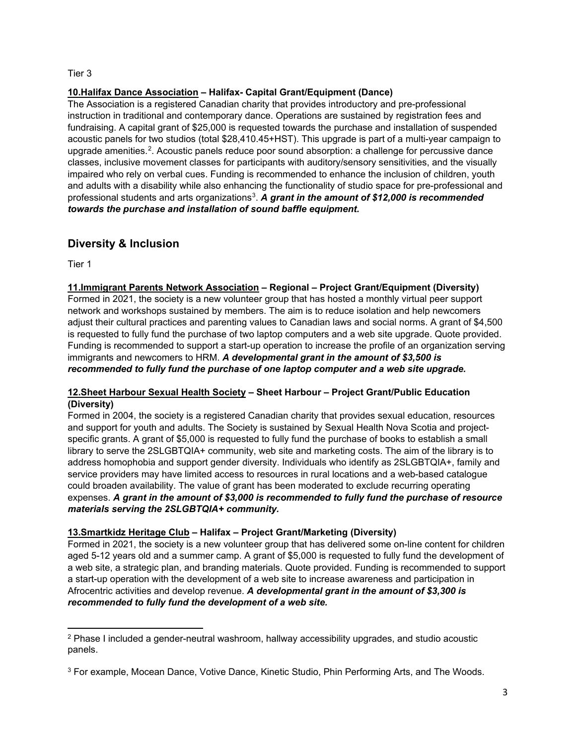Tier 3

**<u>10.Halifax Dance Association</u> – Halifax- Capital Grant/Equipment (Dance)**

The Association is a registered Canadian charity that provides introductory and pre-professional instruction in traditional and contemporary dance. Operations are sustained by registration fees and fundraising. A capital grant of $25,000 is requested towards the purchase and installation of suspended acoustic panels for two studios (total $28,410.45+HST). This upgrade is part of a multi-year campaign to upgrade amenities.[2]. Acoustic panels reduce poor sound absorption: a challenge for percussive dance classes, inclusive movement classes for participants with auditory/sensory sensitivities, and the visually impaired who rely on verbal cues. Funding is recommended to enhance the inclusion of children, youth and adults with a disability while also enhancing the functionality of studio space for pre-professional and professional students and arts organizations[3]. ***A grant in the amount of $12,000 is recommended towards the purchase and installation of sound baffle equipment.***

## Diversity & Inclusion

Tier 1

**<u>11.Immigrant Parents Network Association</u> – Regional – Project Grant/Equipment (Diversity)**

Formed in 2021, the society is a new volunteer group that has hosted a monthly virtual peer support network and workshops sustained by members. The aim is to reduce isolation and help newcomers adjust their cultural practices and parenting values to Canadian laws and social norms. A grant of $4,500 is requested to fully fund the purchase of two laptop computers and a web site upgrade. Quote provided. Funding is recommended to support a start-up operation to increase the profile of an organization serving immigrants and newcomers to HRM. ***A developmental grant in the amount of $3,500 is recommended to fully fund the purchase of one laptop computer and a web site upgrade.***

**<u>12.Sheet Harbour Sexual Health Society</u> – Sheet Harbour – Project Grant/Public Education (Diversity)**

Formed in 2004, the society is a registered Canadian charity that provides sexual education, resources and support for youth and adults. The Society is sustained by Sexual Health Nova Scotia and project-specific grants. A grant of $5,000 is requested to fully fund the purchase of books to establish a small library to serve the 2SLGBTQIA+ community, web site and marketing costs. The aim of the library is to address homophobia and support gender diversity. Individuals who identify as 2SLGBTQIA+, family and service providers may have limited access to resources in rural locations and a web-based catalogue could broaden availability. The value of grant has been moderated to exclude recurring operating expenses. ***A grant in the amount of $3,000 is recommended to fully fund the purchase of resource materials serving the 2SLGBTQIA+ community.***

**<u>13.Smartkidz Heritage Club</u> – Halifax – Project Grant/Marketing (Diversity)**

Formed in 2021, the society is a new volunteer group that has delivered some on-line content for children aged 5-12 years old and a summer camp. A grant of $5,000 is requested to fully fund the development of a web site, a strategic plan, and branding materials. Quote provided. Funding is recommended to support a start-up operation with the development of a web site to increase awareness and participation in Afrocentric activities and develop revenue. ***A developmental grant in the amount of $3,300 is recommended to fully fund the development of a web site.***

---

[2] Phase I included a gender-neutral washroom, hallway accessibility upgrades, and studio acoustic panels.

[3] For example, Mocean Dance, Votive Dance, Kinetic Studio, Phin Performing Arts, and The Woods.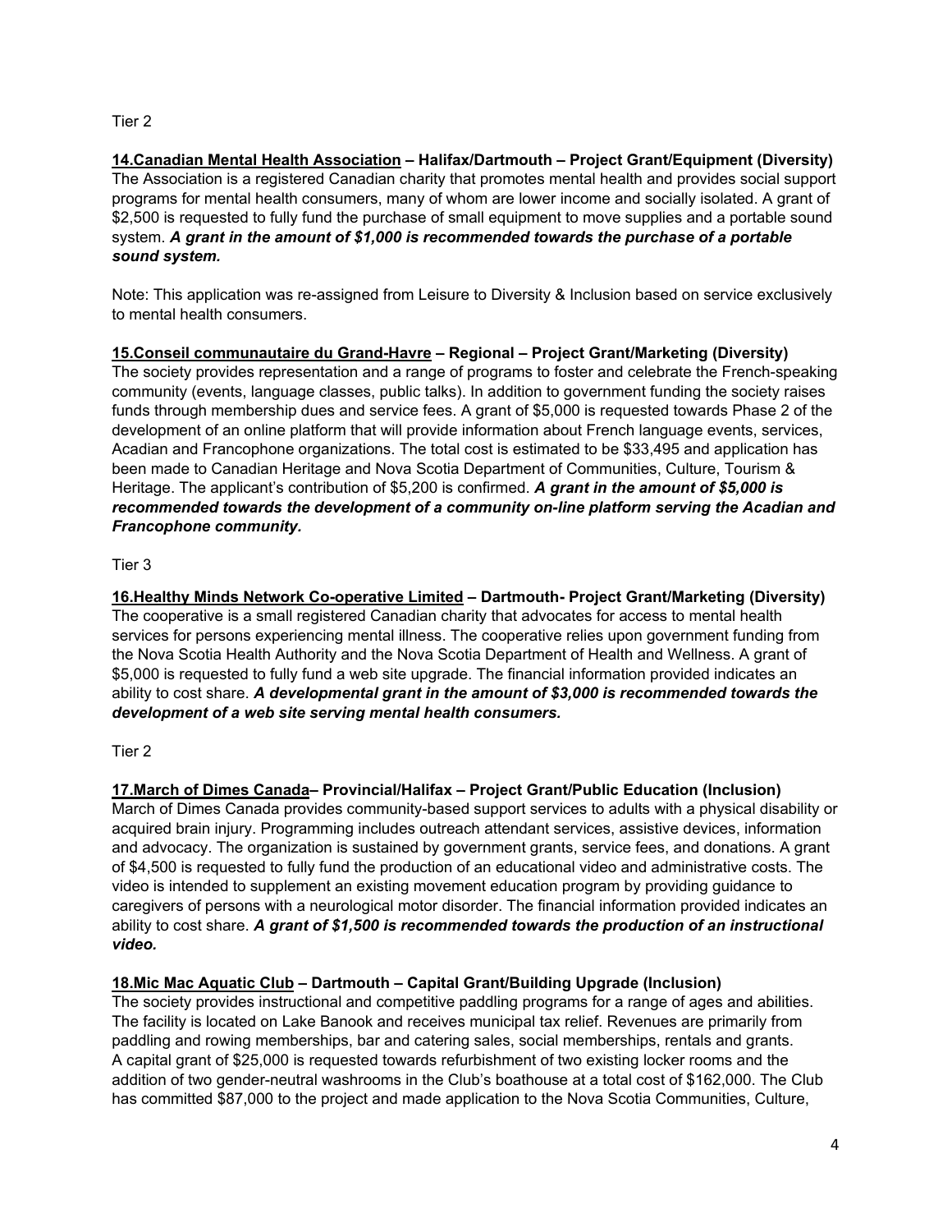Tier 2

**14. <u>Canadian Mental Health Association</u> – Halifax/Dartmouth – Project Grant/Equipment (Diversity)**
The Association is a registered Canadian charity that promotes mental health and provides social support programs for mental health consumers, many of whom are lower income and socially isolated. A grant of $2,500 is requested to fully fund the purchase of small equipment to move supplies and a portable sound system. ***A grant in the amount of $1,000 is recommended towards the purchase of a portable sound system.***

Note: This application was re-assigned from Leisure to Diversity & Inclusion based on service exclusively to mental health consumers.

**15. <u>Conseil communautaire du Grand-Havre</u> – Regional – Project Grant/Marketing (Diversity)**
The society provides representation and a range of programs to foster and celebrate the French-speaking community (events, language classes, public talks). In addition to government funding the society raises funds through membership dues and service fees. A grant of $5,000 is requested towards Phase 2 of the development of an online platform that will provide information about French language events, services, Acadian and Francophone organizations. The total cost is estimated to be $33,495 and application has been made to Canadian Heritage and Nova Scotia Department of Communities, Culture, Tourism & Heritage. The applicant's contribution of $5,200 is confirmed. ***A grant in the amount of $5,000 is recommended towards the development of a community on-line platform serving the Acadian and Francophone community.***

Tier 3

**16. <u>Healthy Minds Network Co-operative Limited</u> – Dartmouth- Project Grant/Marketing (Diversity)**
The cooperative is a small registered Canadian charity that advocates for access to mental health services for persons experiencing mental illness. The cooperative relies upon government funding from the Nova Scotia Health Authority and the Nova Scotia Department of Health and Wellness. A grant of $5,000 is requested to fully fund a web site upgrade. The financial information provided indicates an ability to cost share. ***A developmental grant in the amount of $3,000 is recommended towards the development of a web site serving mental health consumers.***

Tier 2

**17. <u>March of Dimes Canada</u>– Provincial/Halifax – Project Grant/Public Education (Inclusion)**
March of Dimes Canada provides community-based support services to adults with a physical disability or acquired brain injury. Programming includes outreach attendant services, assistive devices, information and advocacy. The organization is sustained by government grants, service fees, and donations. A grant of $4,500 is requested to fully fund the production of an educational video and administrative costs. The video is intended to supplement an existing movement education program by providing guidance to caregivers of persons with a neurological motor disorder. The financial information provided indicates an ability to cost share. ***A grant of $1,500 is recommended towards the production of an instructional video.***

**18. <u>Mic Mac Aquatic Club</u> – Dartmouth – Capital Grant/Building Upgrade (Inclusion)**
The society provides instructional and competitive paddling programs for a range of ages and abilities. The facility is located on Lake Banook and receives municipal tax relief. Revenues are primarily from paddling and rowing memberships, bar and catering sales, social memberships, rentals and grants. A capital grant of $25,000 is requested towards refurbishment of two existing locker rooms and the addition of two gender-neutral washrooms in the Club's boathouse at a total cost of $162,000. The Club has committed $87,000 to the project and made application to the Nova Scotia Communities, Culture,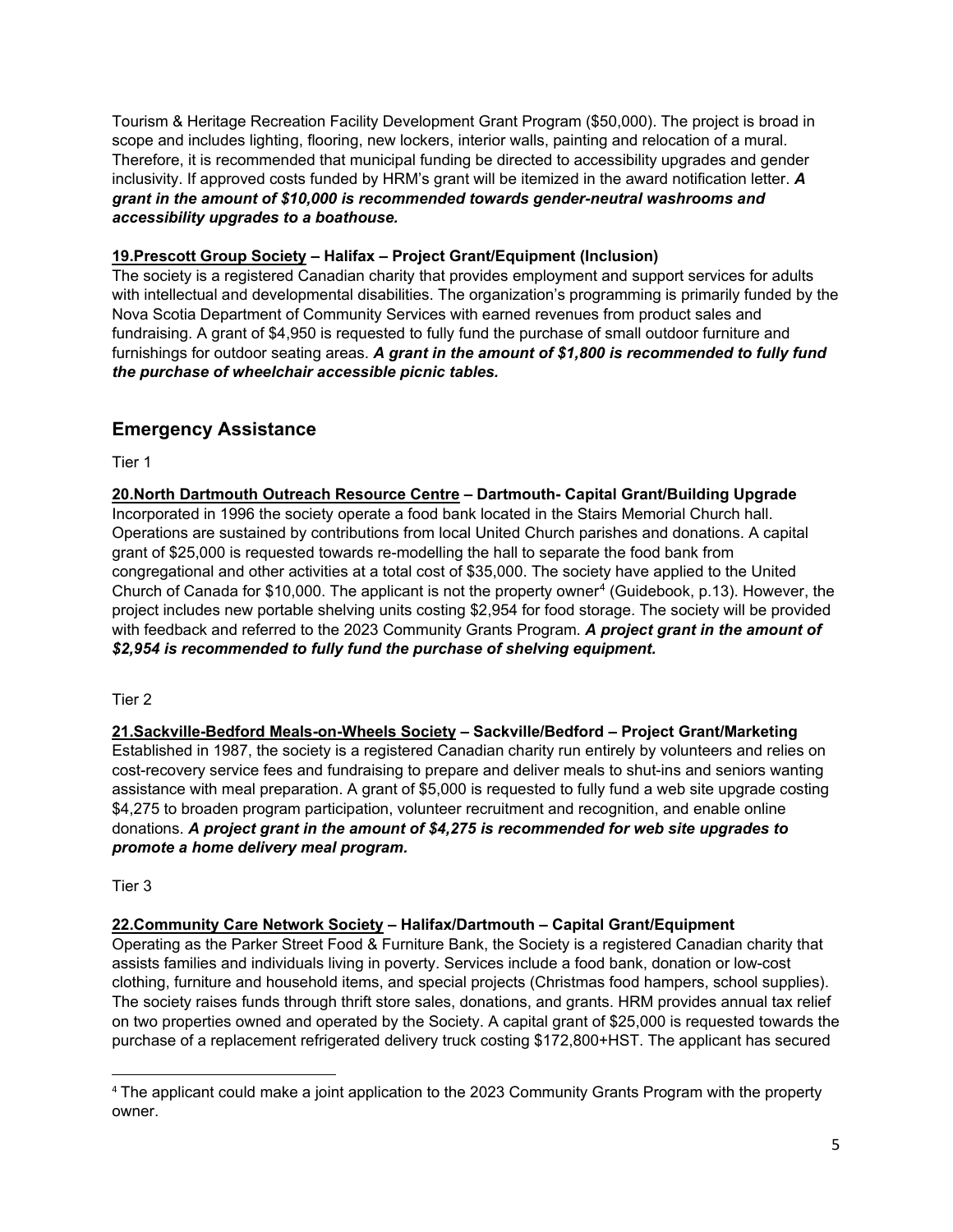Tourism & Heritage Recreation Facility Development Grant Program ($50,000). The project is broad in scope and includes lighting, flooring, new lockers, interior walls, painting and relocation of a mural. Therefore, it is recommended that municipal funding be directed to accessibility upgrades and gender inclusivity. If approved costs funded by HRM's grant will be itemized in the award notification letter. ***A grant in the amount of $10,000 is recommended towards gender-neutral washrooms and accessibility upgrades to a boathouse.***

**<u>19.Prescott Group Society</u> – Halifax – Project Grant/Equipment (Inclusion)**
The society is a registered Canadian charity that provides employment and support services for adults with intellectual and developmental disabilities. The organization's programming is primarily funded by the Nova Scotia Department of Community Services with earned revenues from product sales and fundraising. A grant of $4,950 is requested to fully fund the purchase of small outdoor furniture and furnishings for outdoor seating areas. ***A grant in the amount of $1,800 is recommended to fully fund the purchase of wheelchair accessible picnic tables.***

## Emergency Assistance

Tier 1

**<u>20.North Dartmouth Outreach Resource Centre</u> – Dartmouth- Capital Grant/Building Upgrade**
Incorporated in 1996 the society operate a food bank located in the Stairs Memorial Church hall. Operations are sustained by contributions from local United Church parishes and donations. A capital grant of $25,000 is requested towards re-modelling the hall to separate the food bank from congregational and other activities at a total cost of $35,000. The society have applied to the United Church of Canada for $10,000. The applicant is not the property owner[4] (Guidebook, p.13). However, the project includes new portable shelving units costing $2,954 for food storage. The society will be provided with feedback and referred to the 2023 Community Grants Program. ***A project grant in the amount of $2,954 is recommended to fully fund the purchase of shelving equipment.***

Tier 2

**<u>21.Sackville-Bedford Meals-on-Wheels Society</u> – Sackville/Bedford – Project Grant/Marketing**
Established in 1987, the society is a registered Canadian charity run entirely by volunteers and relies on cost-recovery service fees and fundraising to prepare and deliver meals to shut-ins and seniors wanting assistance with meal preparation. A grant of $5,000 is requested to fully fund a web site upgrade costing $4,275 to broaden program participation, volunteer recruitment and recognition, and enable online donations. ***A project grant in the amount of $4,275 is recommended for web site upgrades to promote a home delivery meal program.***

Tier 3

**<u>22.Community Care Network Society</u> – Halifax/Dartmouth – Capital Grant/Equipment**
Operating as the Parker Street Food & Furniture Bank, the Society is a registered Canadian charity that assists families and individuals living in poverty. Services include a food bank, donation or low-cost clothing, furniture and household items, and special projects (Christmas food hampers, school supplies). The society raises funds through thrift store sales, donations, and grants. HRM provides annual tax relief on two properties owned and operated by the Society. A capital grant of $25,000 is requested towards the purchase of a replacement refrigerated delivery truck costing $172,800+HST. The applicant has secured

[4] The applicant could make a joint application to the 2023 Community Grants Program with the property owner.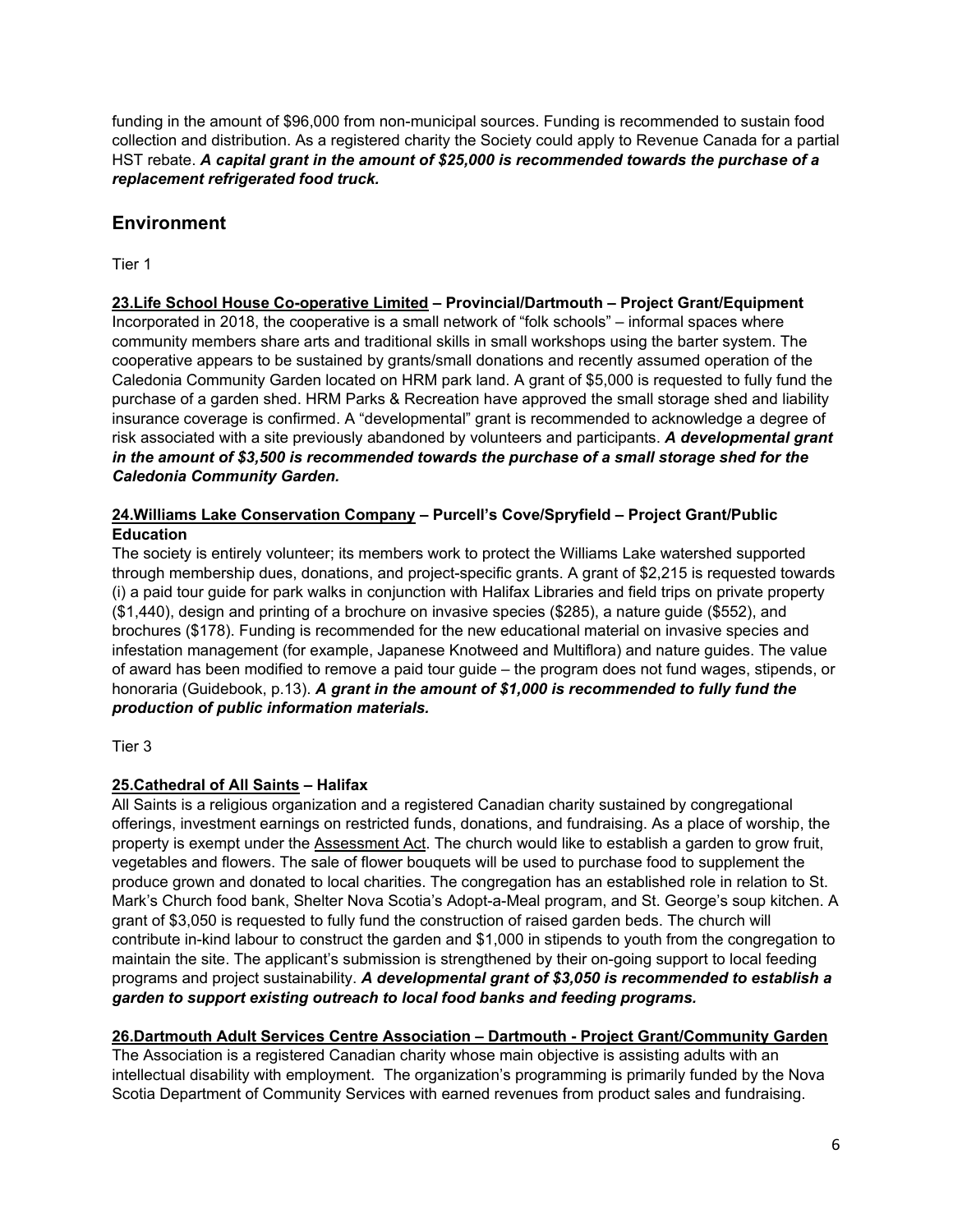funding in the amount of $96,000 from non-municipal sources. Funding is recommended to sustain food collection and distribution. As a registered charity the Society could apply to Revenue Canada for a partial HST rebate. ***A capital grant in the amount of $25,000 is recommended towards the purchase of a replacement refrigerated food truck.***

## Environment

Tier 1

**<u>23.Life School House Co-operative Limited</u> – Provincial/Dartmouth – Project Grant/Equipment**
Incorporated in 2018, the cooperative is a small network of "folk schools" – informal spaces where community members share arts and traditional skills in small workshops using the barter system. The cooperative appears to be sustained by grants/small donations and recently assumed operation of the Caledonia Community Garden located on HRM park land. A grant of $5,000 is requested to fully fund the purchase of a garden shed. HRM Parks & Recreation have approved the small storage shed and liability insurance coverage is confirmed. A "developmental" grant is recommended to acknowledge a degree of risk associated with a site previously abandoned by volunteers and participants. ***A developmental grant in the amount of $3,500 is recommended towards the purchase of a small storage shed for the Caledonia Community Garden.***

**<u>24.Williams Lake Conservation Company</u> – Purcell's Cove/Spryfield – Project Grant/Public Education**
The society is entirely volunteer; its members work to protect the Williams Lake watershed supported through membership dues, donations, and project-specific grants. A grant of $2,215 is requested towards (i) a paid tour guide for park walks in conjunction with Halifax Libraries and field trips on private property ($1,440), design and printing of a brochure on invasive species ($285), a nature guide ($552), and brochures ($178). Funding is recommended for the new educational material on invasive species and infestation management (for example, Japanese Knotweed and Multiflora) and nature guides. The value of award has been modified to remove a paid tour guide – the program does not fund wages, stipends, or honoraria (Guidebook, p.13). ***A grant in the amount of $1,000 is recommended to fully fund the production of public information materials.***

Tier 3

**<u>25.Cathedral of All Saints</u> – Halifax**
All Saints is a religious organization and a registered Canadian charity sustained by congregational offerings, investment earnings on restricted funds, donations, and fundraising. As a place of worship, the property is exempt under the <u>Assessment Act</u>. The church would like to establish a garden to grow fruit, vegetables and flowers. The sale of flower bouquets will be used to purchase food to supplement the produce grown and donated to local charities. The congregation has an established role in relation to St. Mark's Church food bank, Shelter Nova Scotia's Adopt-a-Meal program, and St. George's soup kitchen. A grant of $3,050 is requested to fully fund the construction of raised garden beds. The church will contribute in-kind labour to construct the garden and $1,000 in stipends to youth from the congregation to maintain the site. The applicant's submission is strengthened by their on-going support to local feeding programs and project sustainability. ***A developmental grant of $3,050 is recommended to establish a garden to support existing outreach to local food banks and feeding programs.***

**<u>26.Dartmouth Adult Services Centre Association – Dartmouth - Project Grant/Community Garden</u>**
The Association is a registered Canadian charity whose main objective is assisting adults with an intellectual disability with employment. The organization's programming is primarily funded by the Nova Scotia Department of Community Services with earned revenues from product sales and fundraising.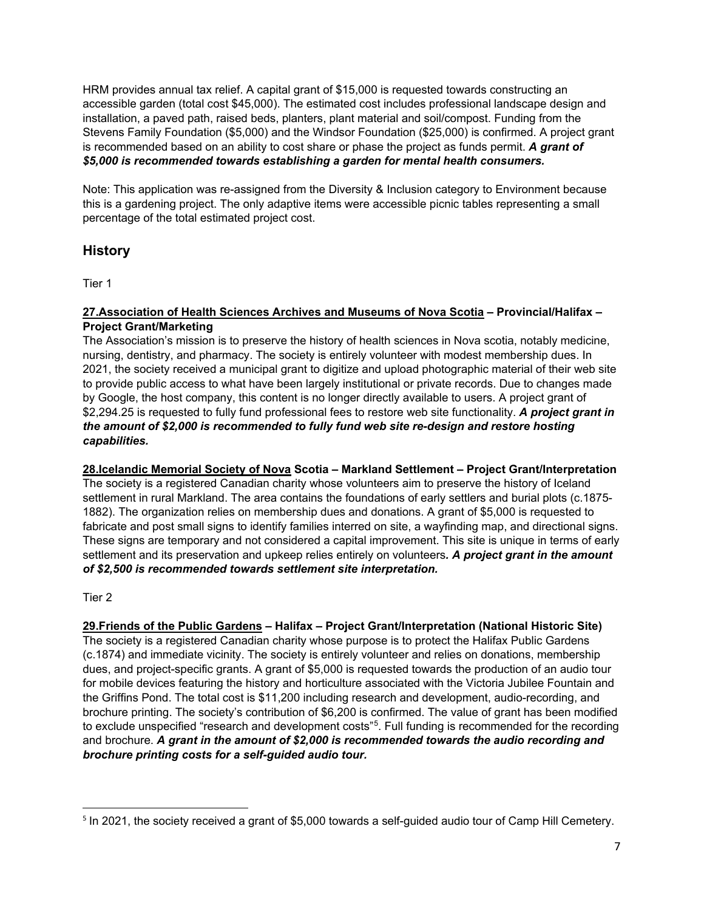HRM provides annual tax relief. A capital grant of $15,000 is requested towards constructing an accessible garden (total cost $45,000). The estimated cost includes professional landscape design and installation, a paved path, raised beds, planters, plant material and soil/compost. Funding from the Stevens Family Foundation ($5,000) and the Windsor Foundation ($25,000) is confirmed. A project grant is recommended based on an ability to cost share or phase the project as funds permit. ***A grant of $5,000 is recommended towards establishing a garden for mental health consumers.***

Note: This application was re-assigned from the Diversity & Inclusion category to Environment because this is a gardening project. The only adaptive items were accessible picnic tables representing a small percentage of the total estimated project cost.

## History

Tier 1

**27.Association of Health Sciences Archives and Museums of Nova Scotia – Provincial/Halifax – Project Grant/Marketing**

The Association's mission is to preserve the history of health sciences in Nova scotia, notably medicine, nursing, dentistry, and pharmacy. The society is entirely volunteer with modest membership dues. In 2021, the society received a municipal grant to digitize and upload photographic material of their web site to provide public access to what have been largely institutional or private records. Due to changes made by Google, the host company, this content is no longer directly available to users. A project grant of $2,294.25 is requested to fully fund professional fees to restore web site functionality. ***A project grant in the amount of $2,000 is recommended to fully fund web site re-design and restore hosting capabilities.***

**28.Icelandic Memorial Society of Nova Scotia – Markland Settlement – Project Grant/Interpretation**

The society is a registered Canadian charity whose volunteers aim to preserve the history of Iceland settlement in rural Markland. The area contains the foundations of early settlers and burial plots (c.1875-1882). The organization relies on membership dues and donations. A grant of $5,000 is requested to fabricate and post small signs to identify families interred on site, a wayfinding map, and directional signs. These signs are temporary and not considered a capital improvement. This site is unique in terms of early settlement and its preservation and upkeep relies entirely on volunteers***. A project grant in the amount of $2,500 is recommended towards settlement site interpretation.***

Tier 2

**29.Friends of the Public Gardens – Halifax – Project Grant/Interpretation (National Historic Site)**

The society is a registered Canadian charity whose purpose is to protect the Halifax Public Gardens (c.1874) and immediate vicinity. The society is entirely volunteer and relies on donations, membership dues, and project-specific grants. A grant of $5,000 is requested towards the production of an audio tour for mobile devices featuring the history and horticulture associated with the Victoria Jubilee Fountain and the Griffins Pond. The total cost is $11,200 including research and development, audio-recording, and brochure printing. The society's contribution of $6,200 is confirmed. The value of grant has been modified to exclude unspecified "research and development costs"[5]. Full funding is recommended for the recording and brochure. ***A grant in the amount of $2,000 is recommended towards the audio recording and brochure printing costs for a self-guided audio tour.***

[5] In 2021, the society received a grant of $5,000 towards a self-guided audio tour of Camp Hill Cemetery.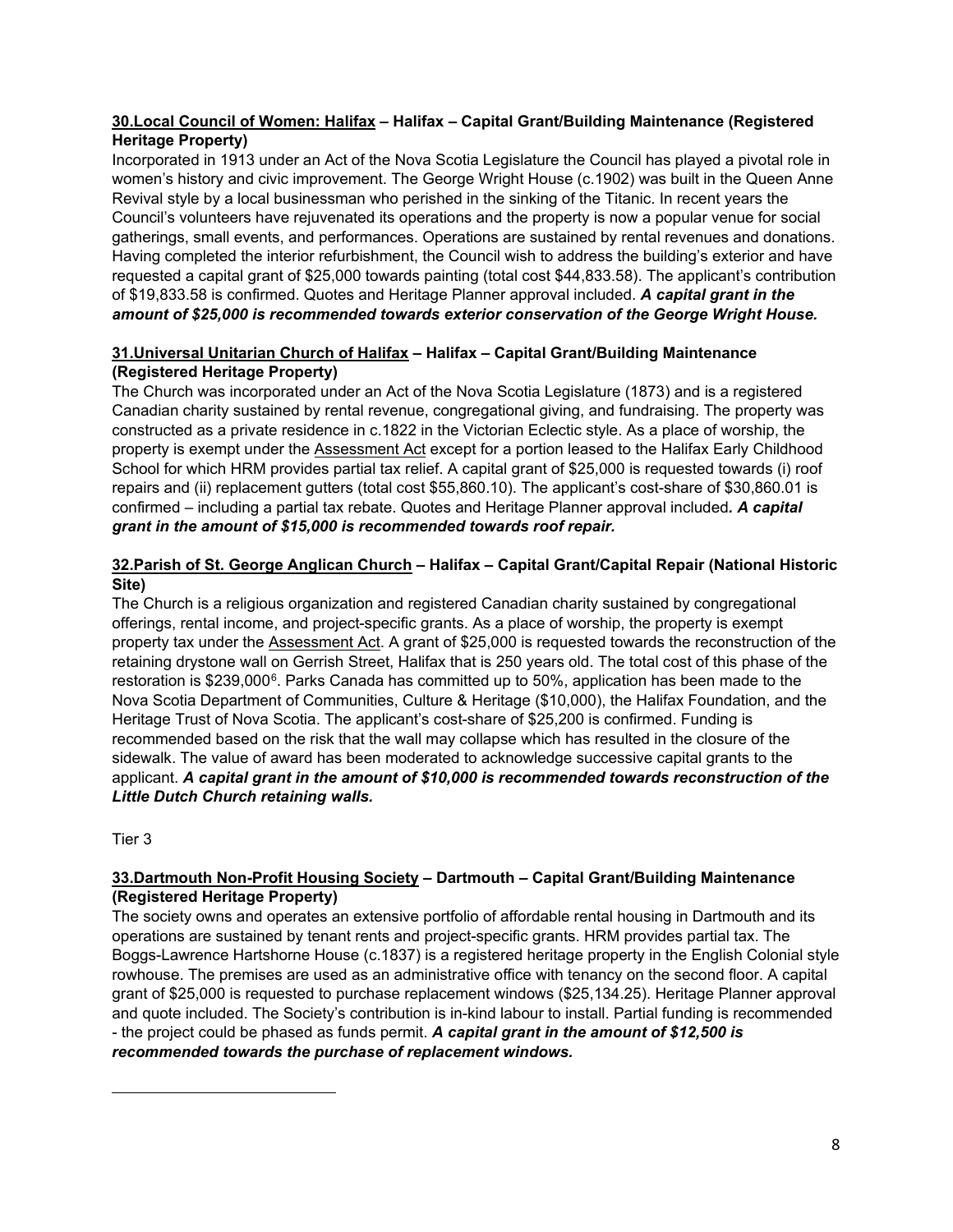**30.Local Council of Women: Halifax – Halifax – Capital Grant/Building Maintenance (Registered Heritage Property)**

Incorporated in 1913 under an Act of the Nova Scotia Legislature the Council has played a pivotal role in women's history and civic improvement. The George Wright House (c.1902) was built in the Queen Anne Revival style by a local businessman who perished in the sinking of the Titanic. In recent years the Council's volunteers have rejuvenated its operations and the property is now a popular venue for social gatherings, small events, and performances. Operations are sustained by rental revenues and donations. Having completed the interior refurbishment, the Council wish to address the building's exterior and have requested a capital grant of $25,000 towards painting (total cost $44,833.58). The applicant's contribution of $19,833.58 is confirmed. Quotes and Heritage Planner approval included. ***A capital grant in the amount of $25,000 is recommended towards exterior conservation of the George Wright House.***

**31.Universal Unitarian Church of Halifax – Halifax – Capital Grant/Building Maintenance (Registered Heritage Property)**

The Church was incorporated under an Act of the Nova Scotia Legislature (1873) and is a registered Canadian charity sustained by rental revenue, congregational giving, and fundraising. The property was constructed as a private residence in c.1822 in the Victorian Eclectic style. As a place of worship, the property is exempt under the Assessment Act except for a portion leased to the Halifax Early Childhood School for which HRM provides partial tax relief. A capital grant of $25,000 is requested towards (i) roof repairs and (ii) replacement gutters (total cost $55,860.10). The applicant's cost-share of $30,860.01 is confirmed – including a partial tax rebate. Quotes and Heritage Planner approval included***. A capital grant in the amount of $15,000 is recommended towards roof repair.***

**32.Parish of St. George Anglican Church – Halifax – Capital Grant/Capital Repair (National Historic Site)**

The Church is a religious organization and registered Canadian charity sustained by congregational offerings, rental income, and project-specific grants. As a place of worship, the property is exempt property tax under the Assessment Act. A grant of $25,000 is requested towards the reconstruction of the retaining drystone wall on Gerrish Street, Halifax that is 250 years old. The total cost of this phase of the restoration is $239,000[6]. Parks Canada has committed up to 50%, application has been made to the Nova Scotia Department of Communities, Culture & Heritage ($10,000), the Halifax Foundation, and the Heritage Trust of Nova Scotia. The applicant's cost-share of $25,200 is confirmed. Funding is recommended based on the risk that the wall may collapse which has resulted in the closure of the sidewalk. The value of award has been moderated to acknowledge successive capital grants to the applicant. ***A capital grant in the amount of $10,000 is recommended towards reconstruction of the Little Dutch Church retaining walls.***

Tier 3

**33.Dartmouth Non-Profit Housing Society – Dartmouth – Capital Grant/Building Maintenance (Registered Heritage Property)**

The society owns and operates an extensive portfolio of affordable rental housing in Dartmouth and its operations are sustained by tenant rents and project-specific grants. HRM provides partial tax. The Boggs-Lawrence Hartshorne House (c.1837) is a registered heritage property in the English Colonial style rowhouse. The premises are used as an administrative office with tenancy on the second floor. A capital grant of $25,000 is requested to purchase replacement windows ($25,134.25). Heritage Planner approval and quote included. The Society's contribution is in-kind labour to install. Partial funding is recommended - the project could be phased as funds permit. ***A capital grant in the amount of $12,500 is recommended towards the purchase of replacement windows.***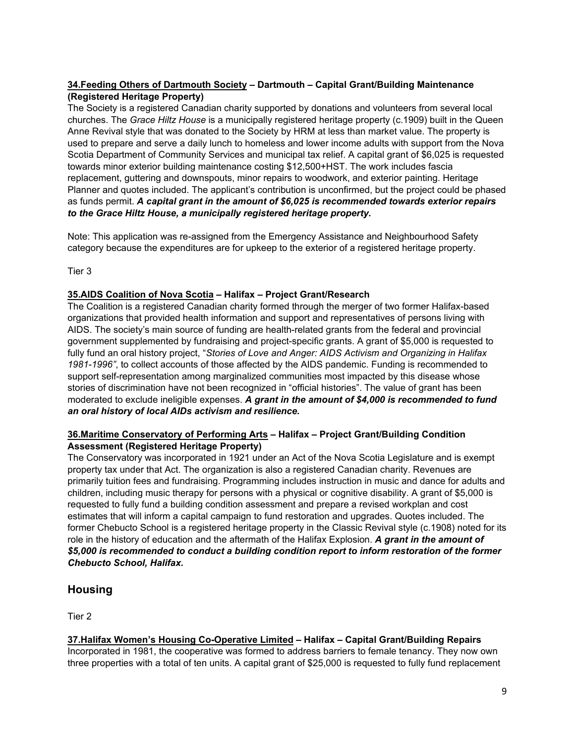**<u>34.Feeding Others of Dartmouth Society</u> – Dartmouth – Capital Grant/Building Maintenance (Registered Heritage Property)**

The Society is a registered Canadian charity supported by donations and volunteers from several local churches. The *Grace Hiltz House* is a municipally registered heritage property (c.1909) built in the Queen Anne Revival style that was donated to the Society by HRM at less than market value. The property is used to prepare and serve a daily lunch to homeless and lower income adults with support from the Nova Scotia Department of Community Services and municipal tax relief. A capital grant of $6,025 is requested towards minor exterior building maintenance costing $12,500+HST. The work includes fascia replacement, guttering and downspouts, minor repairs to woodwork, and exterior painting. Heritage Planner and quotes included. The applicant's contribution is unconfirmed, but the project could be phased as funds permit. ***A capital grant in the amount of $6,025 is recommended towards exterior repairs to the Grace Hiltz House, a municipally registered heritage property.***

Note: This application was re-assigned from the Emergency Assistance and Neighbourhood Safety category because the expenditures are for upkeep to the exterior of a registered heritage property.

Tier 3

**<u>35.AIDS Coalition of Nova Scotia</u> – Halifax – Project Grant/Research**

The Coalition is a registered Canadian charity formed through the merger of two former Halifax-based organizations that provided health information and support and representatives of persons living with AIDS. The society's main source of funding are health-related grants from the federal and provincial government supplemented by fundraising and project-specific grants. A grant of $5,000 is requested to fully fund an oral history project, "*Stories of Love and Anger: AIDS Activism and Organizing in Halifax 1981-1996"*, to collect accounts of those affected by the AIDS pandemic. Funding is recommended to support self-representation among marginalized communities most impacted by this disease whose stories of discrimination have not been recognized in "official histories". The value of grant has been moderated to exclude ineligible expenses. ***A grant in the amount of $4,000 is recommended to fund an oral history of local AIDs activism and resilience.***

**<u>36.Maritime Conservatory of Performing Arts</u> – Halifax – Project Grant/Building Condition Assessment (Registered Heritage Property)**

The Conservatory was incorporated in 1921 under an Act of the Nova Scotia Legislature and is exempt property tax under that Act. The organization is also a registered Canadian charity. Revenues are primarily tuition fees and fundraising. Programming includes instruction in music and dance for adults and children, including music therapy for persons with a physical or cognitive disability. A grant of $5,000 is requested to fully fund a building condition assessment and prepare a revised workplan and cost estimates that will inform a capital campaign to fund restoration and upgrades. Quotes included. The former Chebucto School is a registered heritage property in the Classic Revival style (c.1908) noted for its role in the history of education and the aftermath of the Halifax Explosion. ***A grant in the amount of $5,000 is recommended to conduct a building condition report to inform restoration of the former Chebucto School, Halifax.***

## Housing

Tier 2

**<u>37.Halifax Women's Housing Co-Operative Limited</u> – Halifax – Capital Grant/Building Repairs**

Incorporated in 1981, the cooperative was formed to address barriers to female tenancy. They now own three properties with a total of ten units. A capital grant of $25,000 is requested to fully fund replacement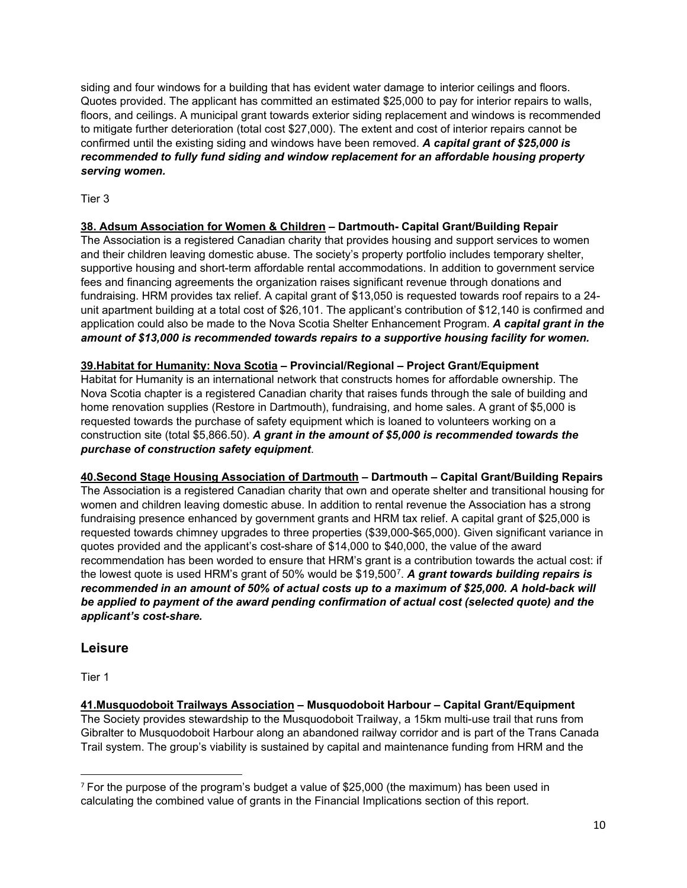siding and four windows for a building that has evident water damage to interior ceilings and floors. Quotes provided. The applicant has committed an estimated $25,000 to pay for interior repairs to walls, floors, and ceilings. A municipal grant towards exterior siding replacement and windows is recommended to mitigate further deterioration (total cost $27,000). The extent and cost of interior repairs cannot be confirmed until the existing siding and windows have been removed. ***A capital grant of $25,000 is recommended to fully fund siding and window replacement for an affordable housing property serving women.***

Tier 3

**<u>38. Adsum Association for Women & Children</u> – Dartmouth- Capital Grant/Building Repair**
The Association is a registered Canadian charity that provides housing and support services to women and their children leaving domestic abuse. The society's property portfolio includes temporary shelter, supportive housing and short-term affordable rental accommodations. In addition to government service fees and financing agreements the organization raises significant revenue through donations and fundraising. HRM provides tax relief. A capital grant of $13,050 is requested towards roof repairs to a 24-unit apartment building at a total cost of $26,101. The applicant's contribution of $12,140 is confirmed and application could also be made to the Nova Scotia Shelter Enhancement Program. ***A capital grant in the amount of $13,000 is recommended towards repairs to a supportive housing facility for women.***

**<u>39.Habitat for Humanity: Nova Scotia</u> – Provincial/Regional – Project Grant/Equipment**
Habitat for Humanity is an international network that constructs homes for affordable ownership. The Nova Scotia chapter is a registered Canadian charity that raises funds through the sale of building and home renovation supplies (Restore in Dartmouth), fundraising, and home sales. A grant of $5,000 is requested towards the purchase of safety equipment which is loaned to volunteers working on a construction site (total $5,866.50). ***A grant in the amount of $5,000 is recommended towards the purchase of construction safety equipment***.

**<u>40.Second Stage Housing Association of Dartmouth</u> – Dartmouth – Capital Grant/Building Repairs**
The Association is a registered Canadian charity that own and operate shelter and transitional housing for women and children leaving domestic abuse. In addition to rental revenue the Association has a strong fundraising presence enhanced by government grants and HRM tax relief. A capital grant of $25,000 is requested towards chimney upgrades to three properties ($39,000-$65,000). Given significant variance in quotes provided and the applicant's cost-share of $14,000 to $40,000, the value of the award recommendation has been worded to ensure that HRM's grant is a contribution towards the actual cost: if the lowest quote is used HRM's grant of 50% would be $19,500[7]. ***A grant towards building repairs is recommended in an amount of 50% of actual costs up to a maximum of $25,000. A hold-back will be applied to payment of the award pending confirmation of actual cost (selected quote) and the applicant's cost-share.***

## Leisure

Tier 1

**<u>41.Musquodoboit Trailways Association</u> – Musquodoboit Harbour – Capital Grant/Equipment**
The Society provides stewardship to the Musquodoboit Trailway, a 15km multi-use trail that runs from Gibralter to Musquodoboit Harbour along an abandoned railway corridor and is part of the Trans Canada Trail system. The group's viability is sustained by capital and maintenance funding from HRM and the

[7] For the purpose of the program's budget a value of $25,000 (the maximum) has been used in calculating the combined value of grants in the Financial Implications section of this report.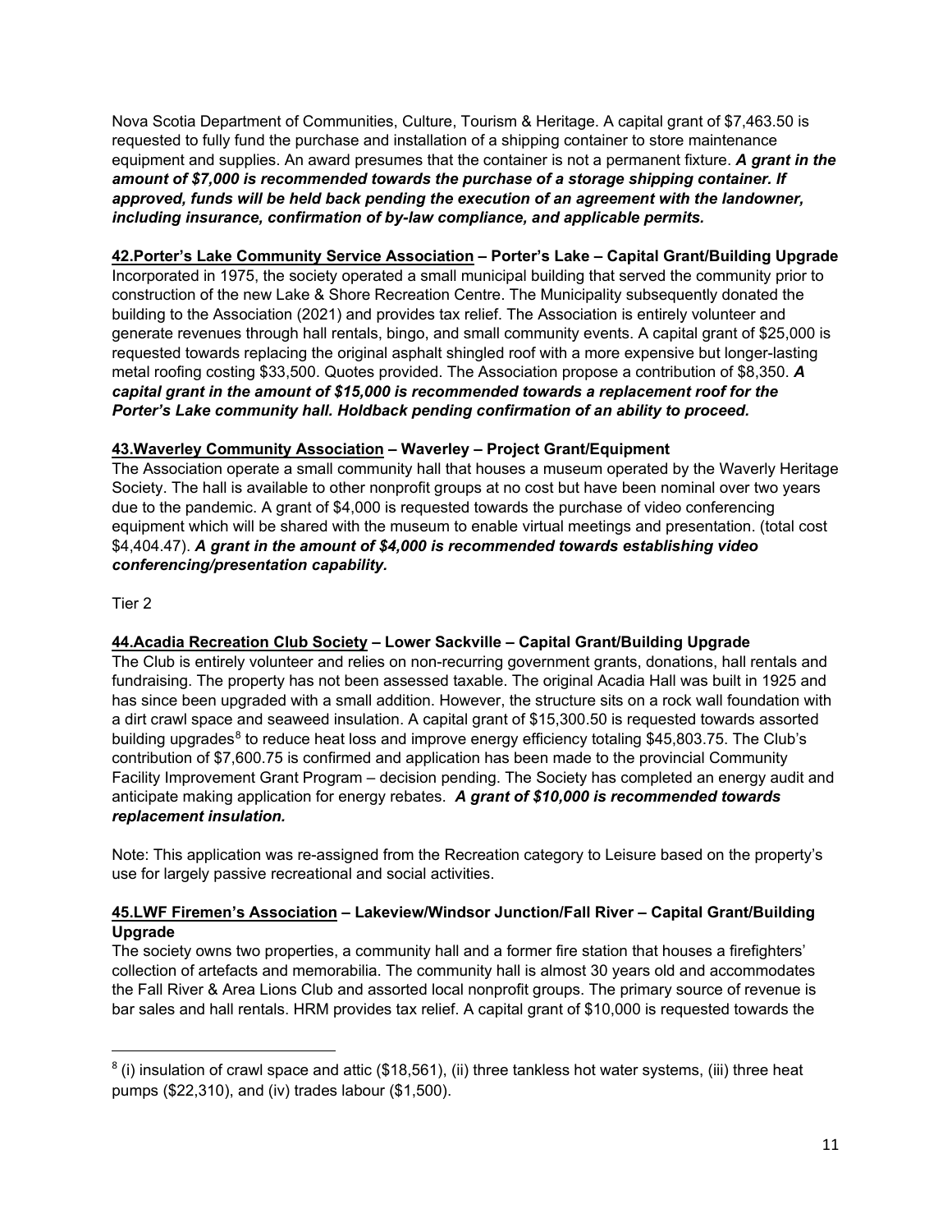Nova Scotia Department of Communities, Culture, Tourism & Heritage. A capital grant of $7,463.50 is requested to fully fund the purchase and installation of a shipping container to store maintenance equipment and supplies. An award presumes that the container is not a permanent fixture. ***A grant in the amount of $7,000 is recommended towards the purchase of a storage shipping container. If approved, funds will be held back pending the execution of an agreement with the landowner, including insurance, confirmation of by-law compliance, and applicable permits.***

**42.Porter's Lake Community Service Association – Porter's Lake – Capital Grant/Building Upgrade**
Incorporated in 1975, the society operated a small municipal building that served the community prior to construction of the new Lake & Shore Recreation Centre. The Municipality subsequently donated the building to the Association (2021) and provides tax relief. The Association is entirely volunteer and generate revenues through hall rentals, bingo, and small community events. A capital grant of $25,000 is requested towards replacing the original asphalt shingled roof with a more expensive but longer-lasting metal roofing costing $33,500. Quotes provided. The Association propose a contribution of $8,350. ***A capital grant in the amount of $15,000 is recommended towards a replacement roof for the Porter's Lake community hall. Holdback pending confirmation of an ability to proceed.***

**43.Waverley Community Association – Waverley – Project Grant/Equipment**
The Association operate a small community hall that houses a museum operated by the Waverly Heritage Society. The hall is available to other nonprofit groups at no cost but have been nominal over two years due to the pandemic. A grant of $4,000 is requested towards the purchase of video conferencing equipment which will be shared with the museum to enable virtual meetings and presentation. (total cost $4,404.47). ***A grant in the amount of $4,000 is recommended towards establishing video conferencing/presentation capability.***

Tier 2

**44.Acadia Recreation Club Society – Lower Sackville – Capital Grant/Building Upgrade**
The Club is entirely volunteer and relies on non-recurring government grants, donations, hall rentals and fundraising. The property has not been assessed taxable. The original Acadia Hall was built in 1925 and has since been upgraded with a small addition. However, the structure sits on a rock wall foundation with a dirt crawl space and seaweed insulation. A capital grant of $15,300.50 is requested towards assorted building upgrades[8] to reduce heat loss and improve energy efficiency totaling $45,803.75. The Club's contribution of $7,600.75 is confirmed and application has been made to the provincial Community Facility Improvement Grant Program – decision pending. The Society has completed an energy audit and anticipate making application for energy rebates. ***A grant of $10,000 is recommended towards replacement insulation.***

Note: This application was re-assigned from the Recreation category to Leisure based on the property's use for largely passive recreational and social activities.

**45.LWF Firemen's Association – Lakeview/Windsor Junction/Fall River – Capital Grant/Building Upgrade**
The society owns two properties, a community hall and a former fire station that houses a firefighters' collection of artefacts and memorabilia. The community hall is almost 30 years old and accommodates the Fall River & Area Lions Club and assorted local nonprofit groups. The primary source of revenue is bar sales and hall rentals. HRM provides tax relief. A capital grant of $10,000 is requested towards the

[8] (i) insulation of crawl space and attic ($18,561), (ii) three tankless hot water systems, (iii) three heat pumps ($22,310), and (iv) trades labour ($1,500).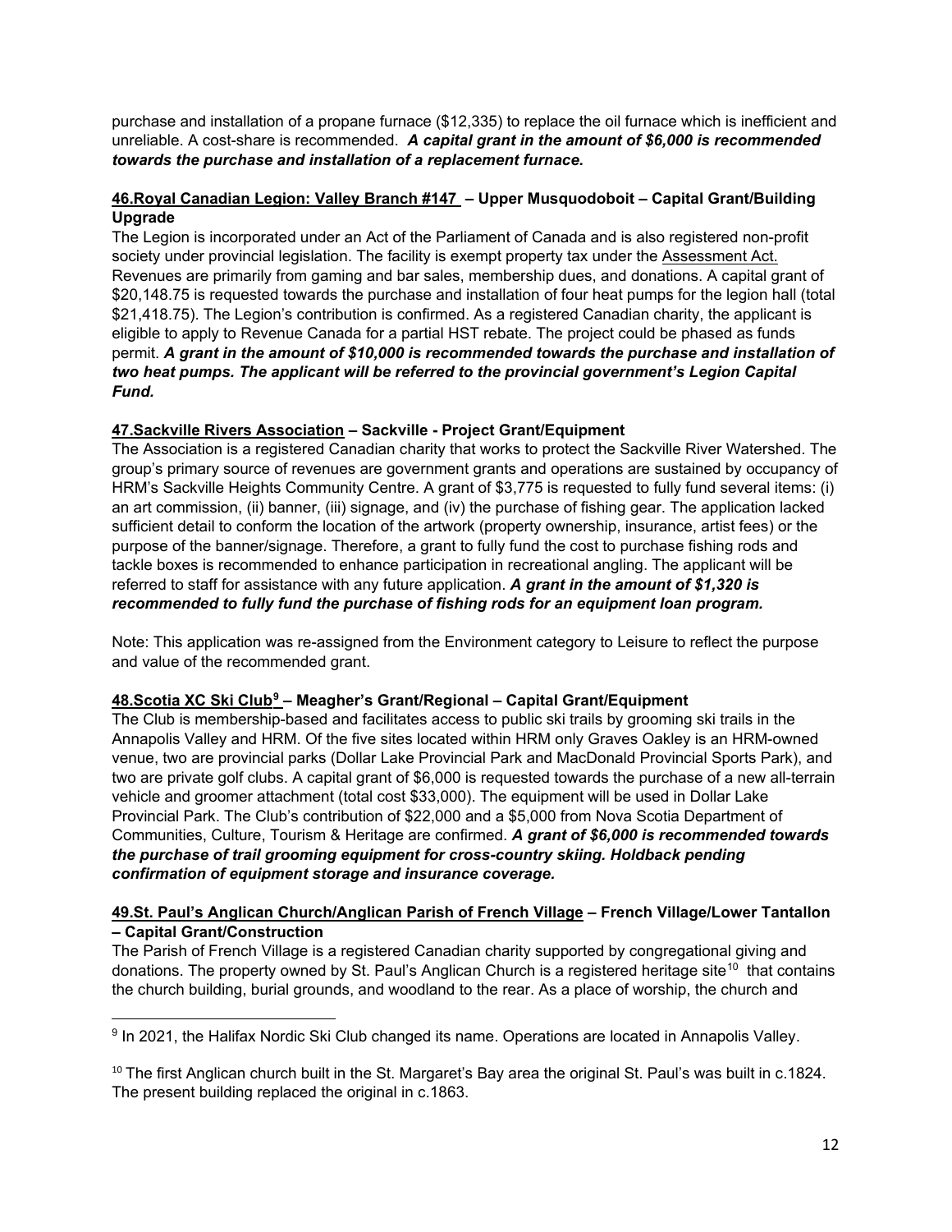purchase and installation of a propane furnace ($12,335) to replace the oil furnace which is inefficient and unreliable. A cost-share is recommended. ***A capital grant in the amount of $6,000 is recommended towards the purchase and installation of a replacement furnace.***

**<u>46.Royal Canadian Legion: Valley Branch #147</u> – Upper Musquodoboit – Capital Grant/Building Upgrade**

The Legion is incorporated under an Act of the Parliament of Canada and is also registered non-profit society under provincial legislation. The facility is exempt property tax under the <u>Assessment Act.</u> Revenues are primarily from gaming and bar sales, membership dues, and donations. A capital grant of $20,148.75 is requested towards the purchase and installation of four heat pumps for the legion hall (total $21,418.75). The Legion's contribution is confirmed. As a registered Canadian charity, the applicant is eligible to apply to Revenue Canada for a partial HST rebate. The project could be phased as funds permit. ***A grant in the amount of $10,000 is recommended towards the purchase and installation of two heat pumps. The applicant will be referred to the provincial government's Legion Capital Fund.***

**<u>47.Sackville Rivers Association</u> – Sackville - Project Grant/Equipment**

The Association is a registered Canadian charity that works to protect the Sackville River Watershed. The group's primary source of revenues are government grants and operations are sustained by occupancy of HRM's Sackville Heights Community Centre. A grant of $3,775 is requested to fully fund several items: (i) an art commission, (ii) banner, (iii) signage, and (iv) the purchase of fishing gear. The application lacked sufficient detail to conform the location of the artwork (property ownership, insurance, artist fees) or the purpose of the banner/signage. Therefore, a grant to fully fund the cost to purchase fishing rods and tackle boxes is recommended to enhance participation in recreational angling. The applicant will be referred to staff for assistance with any future application. ***A grant in the amount of $1,320 is recommended to fully fund the purchase of fishing rods for an equipment loan program.***

Note: This application was re-assigned from the Environment category to Leisure to reflect the purpose and value of the recommended grant.

**<u>48.Scotia XC Ski Club[9]</u> – Meagher's Grant/Regional – Capital Grant/Equipment**

The Club is membership-based and facilitates access to public ski trails by grooming ski trails in the Annapolis Valley and HRM. Of the five sites located within HRM only Graves Oakley is an HRM-owned venue, two are provincial parks (Dollar Lake Provincial Park and MacDonald Provincial Sports Park), and two are private golf clubs. A capital grant of $6,000 is requested towards the purchase of a new all-terrain vehicle and groomer attachment (total cost $33,000). The equipment will be used in Dollar Lake Provincial Park. The Club's contribution of $22,000 and a $5,000 from Nova Scotia Department of Communities, Culture, Tourism & Heritage are confirmed. ***A grant of $6,000 is recommended towards the purchase of trail grooming equipment for cross-country skiing. Holdback pending confirmation of equipment storage and insurance coverage.***

**<u>49.St. Paul's Anglican Church/Anglican Parish of French Village</u> – French Village/Lower Tantallon – Capital Grant/Construction**

The Parish of French Village is a registered Canadian charity supported by congregational giving and donations. The property owned by St. Paul's Anglican Church is a registered heritage site[10] that contains the church building, burial grounds, and woodland to the rear. As a place of worship, the church and

---

[9] In 2021, the Halifax Nordic Ski Club changed its name. Operations are located in Annapolis Valley.

[10] The first Anglican church built in the St. Margaret's Bay area the original St. Paul's was built in c.1824. The present building replaced the original in c.1863.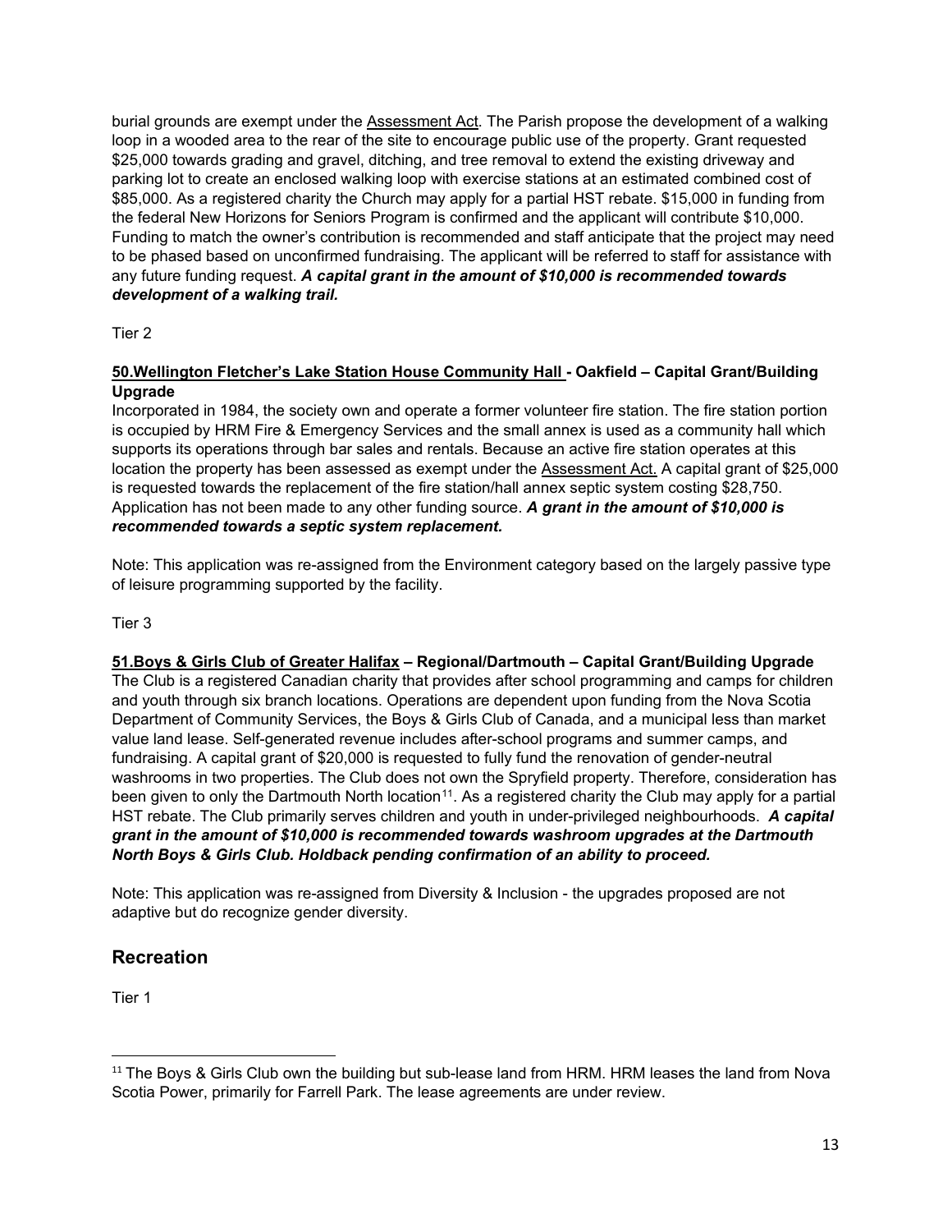burial grounds are exempt under the Assessment Act. The Parish propose the development of a walking loop in a wooded area to the rear of the site to encourage public use of the property. Grant requested $25,000 towards grading and gravel, ditching, and tree removal to extend the existing driveway and parking lot to create an enclosed walking loop with exercise stations at an estimated combined cost of $85,000. As a registered charity the Church may apply for a partial HST rebate. $15,000 in funding from the federal New Horizons for Seniors Program is confirmed and the applicant will contribute $10,000. Funding to match the owner's contribution is recommended and staff anticipate that the project may need to be phased based on unconfirmed fundraising. The applicant will be referred to staff for assistance with any future funding request. ***A capital grant in the amount of $10,000 is recommended towards development of a walking trail.***

Tier 2

**50.Wellington Fletcher's Lake Station House Community Hall - Oakfield – Capital Grant/Building Upgrade**

Incorporated in 1984, the society own and operate a former volunteer fire station. The fire station portion is occupied by HRM Fire & Emergency Services and the small annex is used as a community hall which supports its operations through bar sales and rentals. Because an active fire station operates at this location the property has been assessed as exempt under the Assessment Act. A capital grant of $25,000 is requested towards the replacement of the fire station/hall annex septic system costing $28,750. Application has not been made to any other funding source. ***A grant in the amount of $10,000 is recommended towards a septic system replacement.***

Note: This application was re-assigned from the Environment category based on the largely passive type of leisure programming supported by the facility.

Tier 3

**51.Boys & Girls Club of Greater Halifax – Regional/Dartmouth – Capital Grant/Building Upgrade**

The Club is a registered Canadian charity that provides after school programming and camps for children and youth through six branch locations. Operations are dependent upon funding from the Nova Scotia Department of Community Services, the Boys & Girls Club of Canada, and a municipal less than market value land lease. Self-generated revenue includes after-school programs and summer camps, and fundraising. A capital grant of $20,000 is requested to fully fund the renovation of gender-neutral washrooms in two properties. The Club does not own the Spryfield property. Therefore, consideration has been given to only the Dartmouth North location[11]. As a registered charity the Club may apply for a partial HST rebate. The Club primarily serves children and youth in under-privileged neighbourhoods. ***A capital grant in the amount of $10,000 is recommended towards washroom upgrades at the Dartmouth North Boys & Girls Club. Holdback pending confirmation of an ability to proceed.***

Note: This application was re-assigned from Diversity & Inclusion - the upgrades proposed are not adaptive but do recognize gender diversity.

## Recreation

Tier 1

[11] The Boys & Girls Club own the building but sub-lease land from HRM. HRM leases the land from Nova Scotia Power, primarily for Farrell Park. The lease agreements are under review.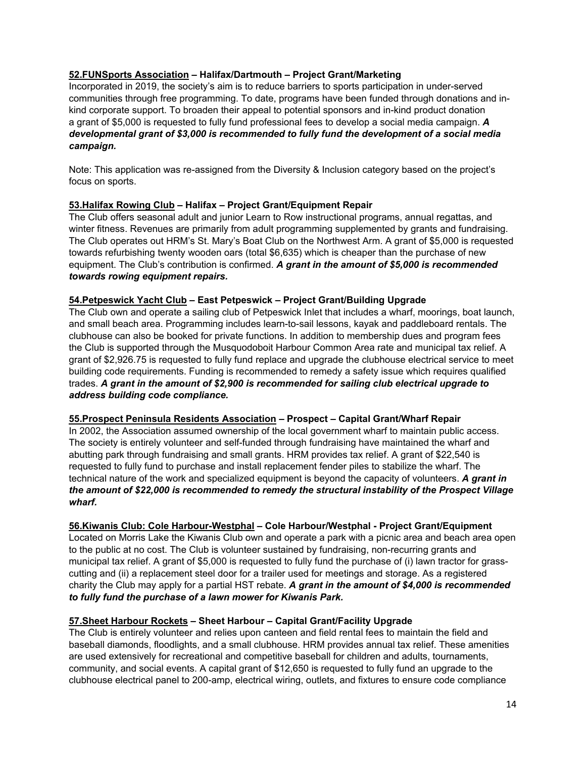**<u>52.FUNSports Association</u> – Halifax/Dartmouth – Project Grant/Marketing**
Incorporated in 2019, the society's aim is to reduce barriers to sports participation in under-served communities through free programming. To date, programs have been funded through donations and in-kind corporate support. To broaden their appeal to potential sponsors and in-kind product donation a grant of $5,000 is requested to fully fund professional fees to develop a social media campaign. ***A developmental grant of $3,000 is recommended to fully fund the development of a social media campaign.***

Note: This application was re-assigned from the Diversity & Inclusion category based on the project's focus on sports.

**<u>53.Halifax Rowing Club</u> – Halifax – Project Grant/Equipment Repair**
The Club offers seasonal adult and junior Learn to Row instructional programs, annual regattas, and winter fitness. Revenues are primarily from adult programming supplemented by grants and fundraising. The Club operates out HRM's St. Mary's Boat Club on the Northwest Arm. A grant of $5,000 is requested towards refurbishing twenty wooden oars (total $6,635) which is cheaper than the purchase of new equipment. The Club's contribution is confirmed. ***A grant in the amount of $5,000 is recommended towards rowing equipment repairs.***

**<u>54.Petpeswick Yacht Club</u> – East Petpeswick – Project Grant/Building Upgrade**
The Club own and operate a sailing club of Petpeswick Inlet that includes a wharf, moorings, boat launch, and small beach area. Programming includes learn-to-sail lessons, kayak and paddleboard rentals. The clubhouse can also be booked for private functions. In addition to membership dues and program fees the Club is supported through the Musquodoboit Harbour Common Area rate and municipal tax relief. A grant of $2,926.75 is requested to fully fund replace and upgrade the clubhouse electrical service to meet building code requirements. Funding is recommended to remedy a safety issue which requires qualified trades. ***A grant in the amount of $2,900 is recommended for sailing club electrical upgrade to address building code compliance.***

**<u>55.Prospect Peninsula Residents Association</u> – Prospect – Capital Grant/Wharf Repair**
In 2002, the Association assumed ownership of the local government wharf to maintain public access. The society is entirely volunteer and self-funded through fundraising have maintained the wharf and abutting park through fundraising and small grants. HRM provides tax relief. A grant of $22,540 is requested to fully fund to purchase and install replacement fender piles to stabilize the wharf. The technical nature of the work and specialized equipment is beyond the capacity of volunteers. ***A grant in the amount of $22,000 is recommended to remedy the structural instability of the Prospect Village wharf.***

**<u>56.Kiwanis Club: Cole Harbour-Westphal</u> – Cole Harbour/Westphal - Project Grant/Equipment**
Located on Morris Lake the Kiwanis Club own and operate a park with a picnic area and beach area open to the public at no cost. The Club is volunteer sustained by fundraising, non-recurring grants and municipal tax relief. A grant of $5,000 is requested to fully fund the purchase of (i) lawn tractor for grass-cutting and (ii) a replacement steel door for a trailer used for meetings and storage. As a registered charity the Club may apply for a partial HST rebate. ***A grant in the amount of $4,000 is recommended to fully fund the purchase of a lawn mower for Kiwanis Park.***

**<u>57.Sheet Harbour Rockets</u> – Sheet Harbour – Capital Grant/Facility Upgrade**
The Club is entirely volunteer and relies upon canteen and field rental fees to maintain the field and baseball diamonds, floodlights, and a small clubhouse. HRM provides annual tax relief. These amenities are used extensively for recreational and competitive baseball for children and adults, tournaments, community, and social events. A capital grant of $12,650 is requested to fully fund an upgrade to the clubhouse electrical panel to 200-amp, electrical wiring, outlets, and fixtures to ensure code compliance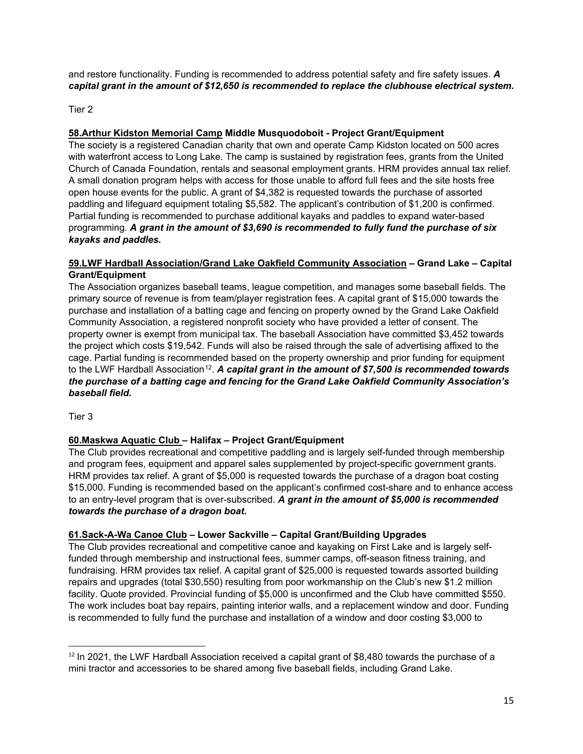and restore functionality. Funding is recommended to address potential safety and fire safety issues. ***A capital grant in the amount of $12,650 is recommended to replace the clubhouse electrical system.***

Tier 2

**58.<u>Arthur Kidston Memorial Camp</u> Middle Musquodoboit - Project Grant/Equipment**

The society is a registered Canadian charity that own and operate Camp Kidston located on 500 acres with waterfront access to Long Lake. The camp is sustained by registration fees, grants from the United Church of Canada Foundation, rentals and seasonal employment grants. HRM provides annual tax relief. A small donation program helps with access for those unable to afford full fees and the site hosts free open house events for the public. A grant of $4,382 is requested towards the purchase of assorted paddling and lifeguard equipment totaling $5,582. The applicant's contribution of $1,200 is confirmed. Partial funding is recommended to purchase additional kayaks and paddles to expand water-based programming. ***A grant in the amount of $3,690 is recommended to fully fund the purchase of six kayaks and paddles.***

**59.<u>LWF Hardball Association/Grand Lake Oakfield Community Association</u> – Grand Lake – Capital Grant/Equipment**

The Association organizes baseball teams, league competition, and manages some baseball fields. The primary source of revenue is from team/player registration fees. A capital grant of $15,000 towards the purchase and installation of a batting cage and fencing on property owned by the Grand Lake Oakfield Community Association, a registered nonprofit society who have provided a letter of consent. The property owner is exempt from municipal tax. The baseball Association have committed $3,452 towards the project which costs $19,542. Funds will also be raised through the sale of advertising affixed to the cage. Partial funding is recommended based on the property ownership and prior funding for equipment to the LWF Hardball Association[12]. ***A capital grant in the amount of $7,500 is recommended towards the purchase of a batting cage and fencing for the Grand Lake Oakfield Community Association's baseball field.***

Tier 3

**60.<u>Maskwa Aquatic Club</u> – Halifax – Project Grant/Equipment**

The Club provides recreational and competitive paddling and is largely self-funded through membership and program fees, equipment and apparel sales supplemented by project-specific government grants. HRM provides tax relief. A grant of $5,000 is requested towards the purchase of a dragon boat costing $15,000. Funding is recommended based on the applicant's confirmed cost-share and to enhance access to an entry-level program that is over-subscribed. ***A grant in the amount of $5,000 is recommended towards the purchase of a dragon boat.***

**61.<u>Sack-A-Wa Canoe Club</u> – Lower Sackville – Capital Grant/Building Upgrades**

The Club provides recreational and competitive canoe and kayaking on First Lake and is largely self-funded through membership and instructional fees, summer camps, off-season fitness training, and fundraising. HRM provides tax relief. A capital grant of $25,000 is requested towards assorted building repairs and upgrades (total $30,550) resulting from poor workmanship on the Club's new $1.2 million facility. Quote provided. Provincial funding of $5,000 is unconfirmed and the Club have committed $550. The work includes boat bay repairs, painting interior walls, and a replacement window and door. Funding is recommended to fully fund the purchase and installation of a window and door costing $3,000 to

---

[12] In 2021, the LWF Hardball Association received a capital grant of $8,480 towards the purchase of a mini tractor and accessories to be shared among five baseball fields, including Grand Lake.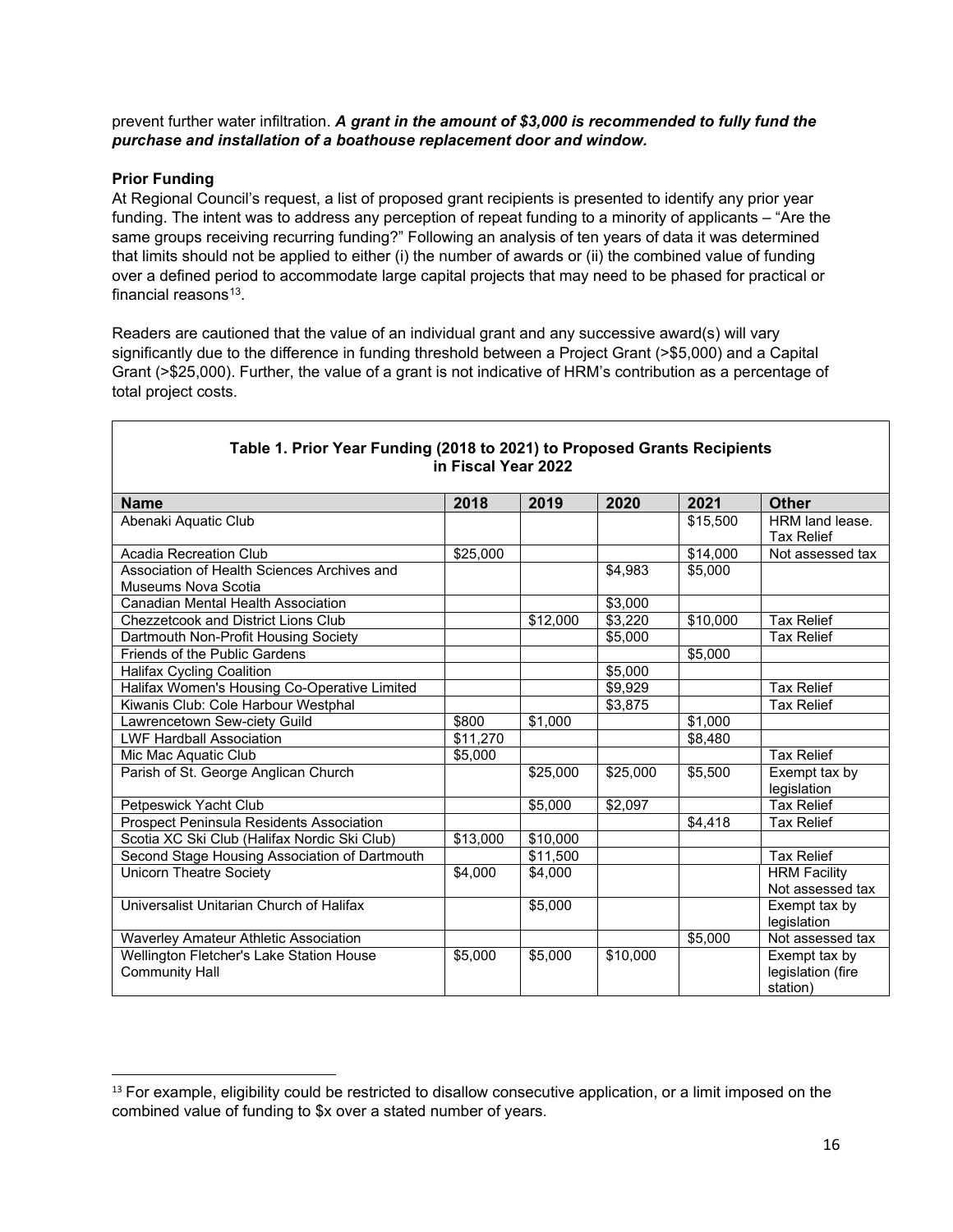prevent further water infiltration. ***A grant in the amount of $3,000 is recommended to fully fund the purchase and installation of a boathouse replacement door and window.***

**Prior Funding**

At Regional Council's request, a list of proposed grant recipients is presented to identify any prior year funding. The intent was to address any perception of repeat funding to a minority of applicants – "Are the same groups receiving recurring funding?" Following an analysis of ten years of data it was determined that limits should not be applied to either (i) the number of awards or (ii) the combined value of funding over a defined period to accommodate large capital projects that may need to be phased for practical or financial reasons[13].

Readers are cautioned that the value of an individual grant and any successive award(s) will vary significantly due to the difference in funding threshold between a Project Grant (>$5,000) and a Capital Grant (>$25,000). Further, the value of a grant is not indicative of HRM's contribution as a percentage of total project costs.

**Table 1. Prior Year Funding (2018 to 2021) to Proposed Grants Recipients in Fiscal Year 2022**

| Name | 2018 | 2019 | 2020 | 2021 | Other |
|---|---|---|---|---|---|
| Abenaki Aquatic Club | | | | $15,500 | HRM land lease. Tax Relief |
| Acadia Recreation Club | $25,000 | | | $14,000 | Not assessed tax |
| Association of Health Sciences Archives and Museums Nova Scotia | | | $4,983 | $5,000 | |
| Canadian Mental Health Association | | | $3,000 | | |
| Chezzetcook and District Lions Club | | $12,000 | $3,220 | $10,000 | Tax Relief |
| Dartmouth Non-Profit Housing Society | | | $5,000 | | Tax Relief |
| Friends of the Public Gardens | | | | $5,000 | |
| Halifax Cycling Coalition | | | $5,000 | | |
| Halifax Women's Housing Co-Operative Limited | | | $9,929 | | Tax Relief |
| Kiwanis Club: Cole Harbour Westphal | | | $3,875 | | Tax Relief |
| Lawrencetown Sew-ciety Guild | $800 | $1,000 | | $1,000 | |
| LWF Hardball Association | $11,270 | | | $8,480 | |
| Mic Mac Aquatic Club | $5,000 | | | | Tax Relief |
| Parish of St. George Anglican Church | | $25,000 | $25,000 | $5,500 | Exempt tax by legislation |
| Petpeswick Yacht Club | | $5,000 | $2,097 | | Tax Relief |
| Prospect Peninsula Residents Association | | | | $4,418 | Tax Relief |
| Scotia XC Ski Club (Halifax Nordic Ski Club) | $13,000 | $10,000 | | | |
| Second Stage Housing Association of Dartmouth | | $11,500 | | | Tax Relief |
| Unicorn Theatre Society | $4,000 | $4,000 | | | HRM Facility Not assessed tax |
| Universalist Unitarian Church of Halifax | | $5,000 | | | Exempt tax by legislation |
| Waverley Amateur Athletic Association | | | | $5,000 | Not assessed tax |
| Wellington Fletcher's Lake Station House Community Hall | $5,000 | $5,000 | $10,000 | | Exempt tax by legislation (fire station) |

[13] For example, eligibility could be restricted to disallow consecutive application, or a limit imposed on the combined value of funding to $x over a stated number of years.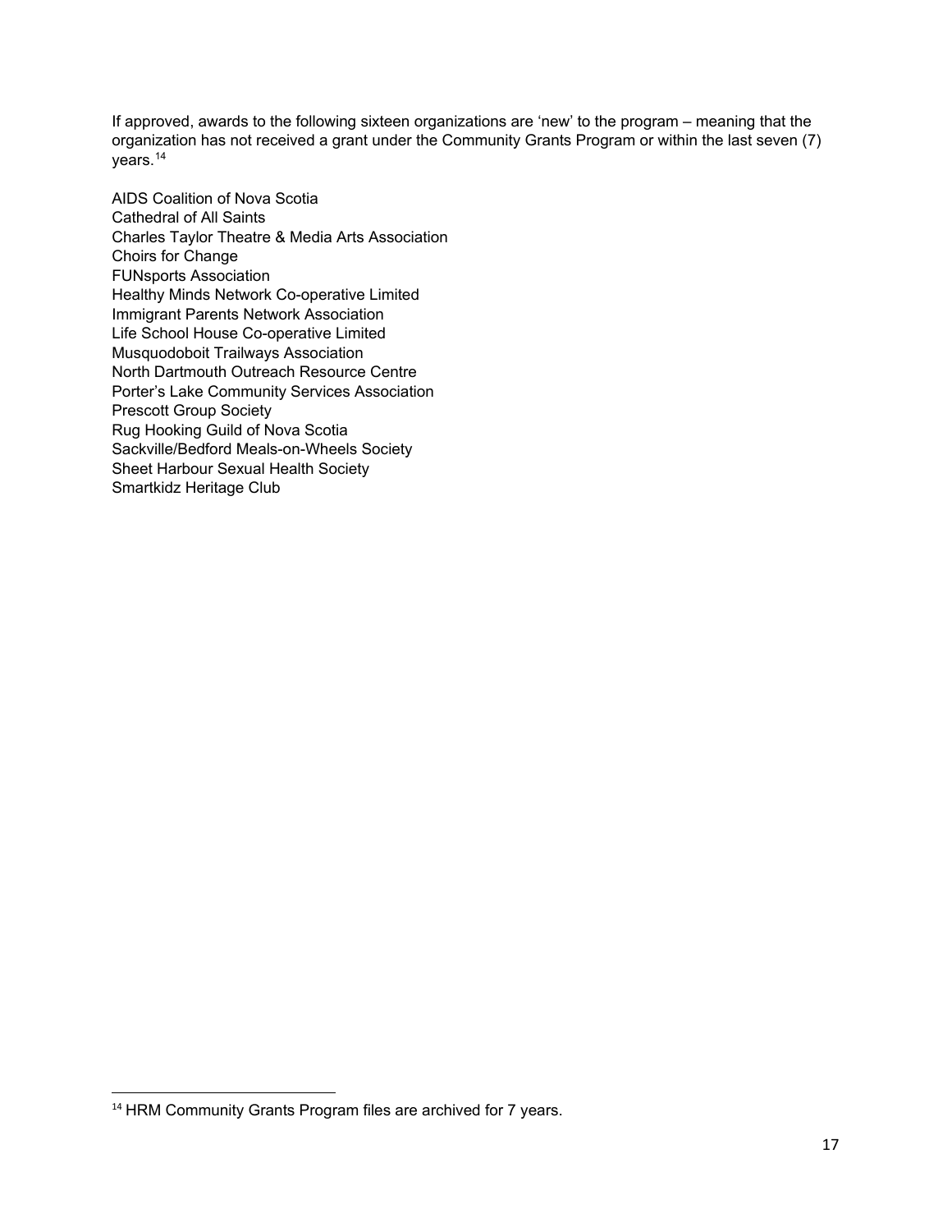If approved, awards to the following sixteen organizations are 'new' to the program – meaning that the organization has not received a grant under the Community Grants Program or within the last seven (7) years.[14]

AIDS Coalition of Nova Scotia
Cathedral of All Saints
Charles Taylor Theatre & Media Arts Association
Choirs for Change
FUNsports Association
Healthy Minds Network Co-operative Limited
Immigrant Parents Network Association
Life School House Co-operative Limited
Musquodoboit Trailways Association
North Dartmouth Outreach Resource Centre
Porter's Lake Community Services Association
Prescott Group Society
Rug Hooking Guild of Nova Scotia
Sackville/Bedford Meals-on-Wheels Society
Sheet Harbour Sexual Health Society
Smartkidz Heritage Club

[14] HRM Community Grants Program files are archived for 7 years.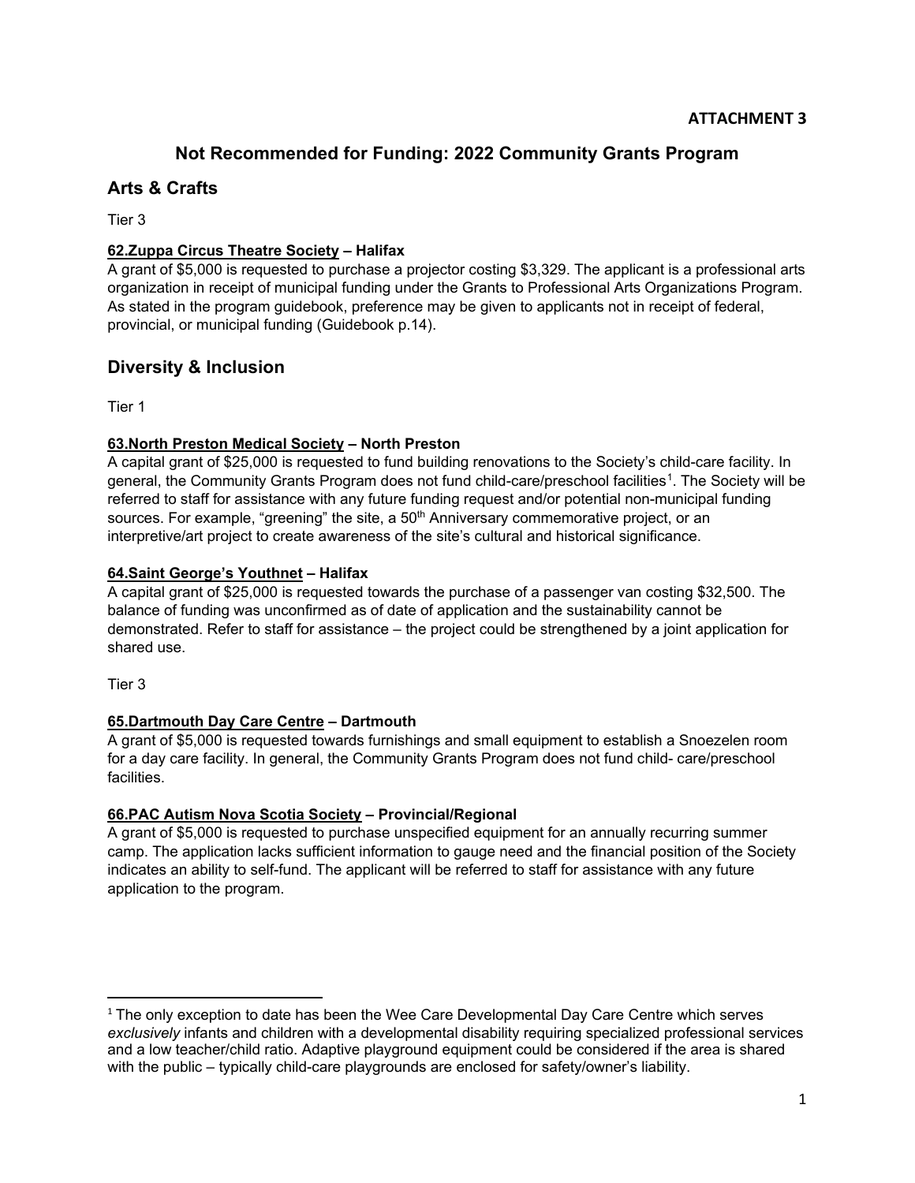**ATTACHMENT 3**

# Not Recommended for Funding: 2022 Community Grants Program

## Arts & Crafts

Tier 3

**62.Zuppa Circus Theatre Society – Halifax**
A grant of $5,000 is requested to purchase a projector costing $3,329. The applicant is a professional arts organization in receipt of municipal funding under the Grants to Professional Arts Organizations Program. As stated in the program guidebook, preference may be given to applicants not in receipt of federal, provincial, or municipal funding (Guidebook p.14).

## Diversity & Inclusion

Tier 1

**63.North Preston Medical Society – North Preston**
A capital grant of $25,000 is requested to fund building renovations to the Society's child-care facility. In general, the Community Grants Program does not fund child-care/preschool facilities[1]. The Society will be referred to staff for assistance with any future funding request and/or potential non-municipal funding sources. For example, "greening" the site, a 50th Anniversary commemorative project, or an interpretive/art project to create awareness of the site's cultural and historical significance.

**64.Saint George's Youthnet – Halifax**
A capital grant of $25,000 is requested towards the purchase of a passenger van costing $32,500. The balance of funding was unconfirmed as of date of application and the sustainability cannot be demonstrated. Refer to staff for assistance – the project could be strengthened by a joint application for shared use.

Tier 3

**65.Dartmouth Day Care Centre – Dartmouth**
A grant of $5,000 is requested towards furnishings and small equipment to establish a Snoezelen room for a day care facility. In general, the Community Grants Program does not fund child- care/preschool facilities.

**66.PAC Autism Nova Scotia Society – Provincial/Regional**
A grant of $5,000 is requested to purchase unspecified equipment for an annually recurring summer camp. The application lacks sufficient information to gauge need and the financial position of the Society indicates an ability to self-fund. The applicant will be referred to staff for assistance with any future application to the program.

---

[1] The only exception to date has been the Wee Care Developmental Day Care Centre which serves *exclusively* infants and children with a developmental disability requiring specialized professional services and a low teacher/child ratio. Adaptive playground equipment could be considered if the area is shared with the public – typically child-care playgrounds are enclosed for safety/owner's liability.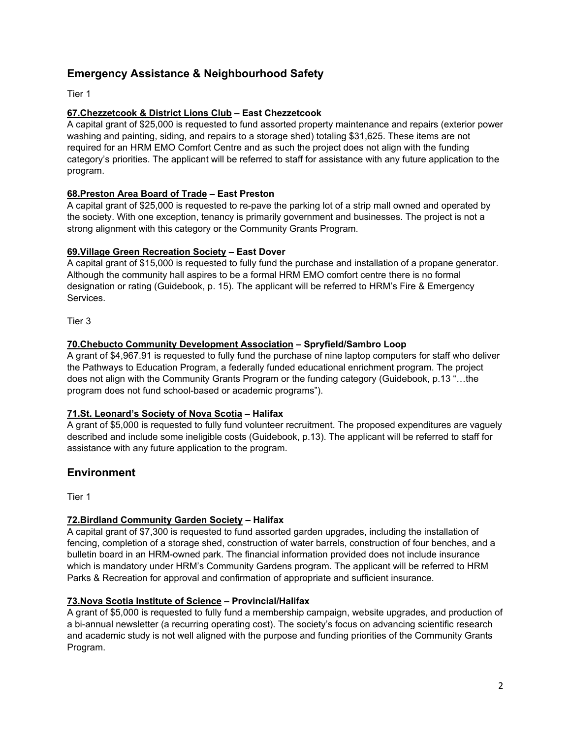## Emergency Assistance & Neighbourhood Safety

Tier 1

**67.Chezzetcook & District Lions Club – East Chezzetcook**
A capital grant of $25,000 is requested to fund assorted property maintenance and repairs (exterior power washing and painting, siding, and repairs to a storage shed) totaling $31,625. These items are not required for an HRM EMO Comfort Centre and as such the project does not align with the funding category's priorities. The applicant will be referred to staff for assistance with any future application to the program.

**68.Preston Area Board of Trade – East Preston**
A capital grant of $25,000 is requested to re-pave the parking lot of a strip mall owned and operated by the society. With one exception, tenancy is primarily government and businesses. The project is not a strong alignment with this category or the Community Grants Program.

**69.Village Green Recreation Society – East Dover**
A capital grant of $15,000 is requested to fully fund the purchase and installation of a propane generator. Although the community hall aspires to be a formal HRM EMO comfort centre there is no formal designation or rating (Guidebook, p. 15). The applicant will be referred to HRM's Fire & Emergency Services.

Tier 3

**70.Chebucto Community Development Association – Spryfield/Sambro Loop**
A grant of $4,967.91 is requested to fully fund the purchase of nine laptop computers for staff who deliver the Pathways to Education Program, a federally funded educational enrichment program. The project does not align with the Community Grants Program or the funding category (Guidebook, p.13 "…the program does not fund school-based or academic programs").

**71.St. Leonard's Society of Nova Scotia – Halifax**
A grant of $5,000 is requested to fully fund volunteer recruitment. The proposed expenditures are vaguely described and include some ineligible costs (Guidebook, p.13). The applicant will be referred to staff for assistance with any future application to the program.

## Environment

Tier 1

**72.Birdland Community Garden Society – Halifax**
A capital grant of $7,300 is requested to fund assorted garden upgrades, including the installation of fencing, completion of a storage shed, construction of water barrels, construction of four benches, and a bulletin board in an HRM-owned park. The financial information provided does not include insurance which is mandatory under HRM's Community Gardens program. The applicant will be referred to HRM Parks & Recreation for approval and confirmation of appropriate and sufficient insurance.

**73.Nova Scotia Institute of Science – Provincial/Halifax**
A grant of $5,000 is requested to fully fund a membership campaign, website upgrades, and production of a bi-annual newsletter (a recurring operating cost). The society's focus on advancing scientific research and academic study is not well aligned with the purpose and funding priorities of the Community Grants Program.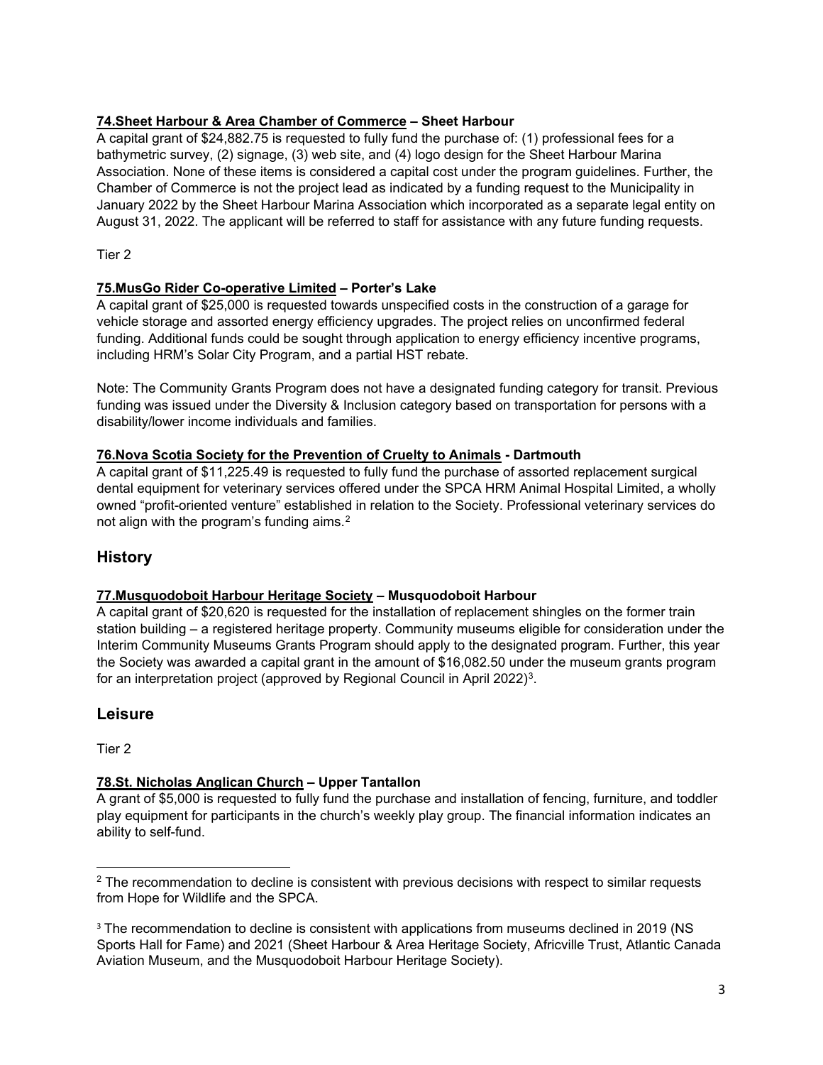**74.Sheet Harbour & Area Chamber of Commerce – Sheet Harbour**
A capital grant of $24,882.75 is requested to fully fund the purchase of: (1) professional fees for a bathymetric survey, (2) signage, (3) web site, and (4) logo design for the Sheet Harbour Marina Association. None of these items is considered a capital cost under the program guidelines. Further, the Chamber of Commerce is not the project lead as indicated by a funding request to the Municipality in January 2022 by the Sheet Harbour Marina Association which incorporated as a separate legal entity on August 31, 2022. The applicant will be referred to staff for assistance with any future funding requests.

Tier 2

**75.MusGo Rider Co-operative Limited – Porter's Lake**
A capital grant of $25,000 is requested towards unspecified costs in the construction of a garage for vehicle storage and assorted energy efficiency upgrades. The project relies on unconfirmed federal funding. Additional funds could be sought through application to energy efficiency incentive programs, including HRM's Solar City Program, and a partial HST rebate.

Note: The Community Grants Program does not have a designated funding category for transit. Previous funding was issued under the Diversity & Inclusion category based on transportation for persons with a disability/lower income individuals and families.

**76.Nova Scotia Society for the Prevention of Cruelty to Animals - Dartmouth**
A capital grant of $11,225.49 is requested to fully fund the purchase of assorted replacement surgical dental equipment for veterinary services offered under the SPCA HRM Animal Hospital Limited, a wholly owned "profit-oriented venture" established in relation to the Society. Professional veterinary services do not align with the program's funding aims.[2]

## History

**77.Musquodoboit Harbour Heritage Society – Musquodoboit Harbour**
A capital grant of $20,620 is requested for the installation of replacement shingles on the former train station building – a registered heritage property. Community museums eligible for consideration under the Interim Community Museums Grants Program should apply to the designated program. Further, this year the Society was awarded a capital grant in the amount of $16,082.50 under the museum grants program for an interpretation project (approved by Regional Council in April 2022)[3].

## Leisure

Tier 2

**78.St. Nicholas Anglican Church – Upper Tantallon**
A grant of $5,000 is requested to fully fund the purchase and installation of fencing, furniture, and toddler play equipment for participants in the church's weekly play group. The financial information indicates an ability to self-fund.

---

[2] The recommendation to decline is consistent with previous decisions with respect to similar requests from Hope for Wildlife and the SPCA.

[3] The recommendation to decline is consistent with applications from museums declined in 2019 (NS Sports Hall for Fame) and 2021 (Sheet Harbour & Area Heritage Society, Africville Trust, Atlantic Canada Aviation Museum, and the Musquodoboit Harbour Heritage Society).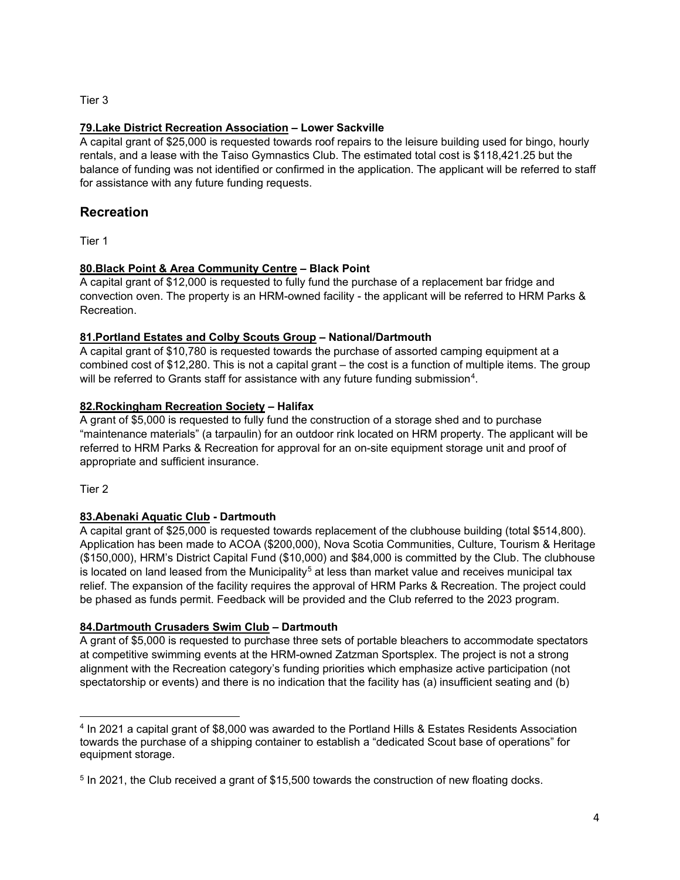Tier 3

**79.Lake District Recreation Association – Lower Sackville**
A capital grant of $25,000 is requested towards roof repairs to the leisure building used for bingo, hourly rentals, and a lease with the Taiso Gymnastics Club. The estimated total cost is $118,421.25 but the balance of funding was not identified or confirmed in the application. The applicant will be referred to staff for assistance with any future funding requests.

## Recreation

Tier 1

**80.Black Point & Area Community Centre – Black Point**
A capital grant of $12,000 is requested to fully fund the purchase of a replacement bar fridge and convection oven. The property is an HRM-owned facility - the applicant will be referred to HRM Parks & Recreation.

**81.Portland Estates and Colby Scouts Group – National/Dartmouth**
A capital grant of $10,780 is requested towards the purchase of assorted camping equipment at a combined cost of $12,280. This is not a capital grant – the cost is a function of multiple items. The group will be referred to Grants staff for assistance with any future funding submission[4].

**82.Rockingham Recreation Society – Halifax**
A grant of $5,000 is requested to fully fund the construction of a storage shed and to purchase "maintenance materials" (a tarpaulin) for an outdoor rink located on HRM property. The applicant will be referred to HRM Parks & Recreation for approval for an on-site equipment storage unit and proof of appropriate and sufficient insurance.

Tier 2

**83.Abenaki Aquatic Club - Dartmouth**
A capital grant of $25,000 is requested towards replacement of the clubhouse building (total $514,800). Application has been made to ACOA ($200,000), Nova Scotia Communities, Culture, Tourism & Heritage ($150,000), HRM's District Capital Fund ($10,000) and $84,000 is committed by the Club. The clubhouse is located on land leased from the Municipality[5] at less than market value and receives municipal tax relief. The expansion of the facility requires the approval of HRM Parks & Recreation. The project could be phased as funds permit. Feedback will be provided and the Club referred to the 2023 program.

**84.Dartmouth Crusaders Swim Club – Dartmouth**
A grant of $5,000 is requested to purchase three sets of portable bleachers to accommodate spectators at competitive swimming events at the HRM-owned Zatzman Sportsplex. The project is not a strong alignment with the Recreation category's funding priorities which emphasize active participation (not spectatorship or events) and there is no indication that the facility has (a) insufficient seating and (b)

---

[4] In 2021 a capital grant of $8,000 was awarded to the Portland Hills & Estates Residents Association towards the purchase of a shipping container to establish a "dedicated Scout base of operations" for equipment storage.

[5] In 2021, the Club received a grant of $15,500 towards the construction of new floating docks.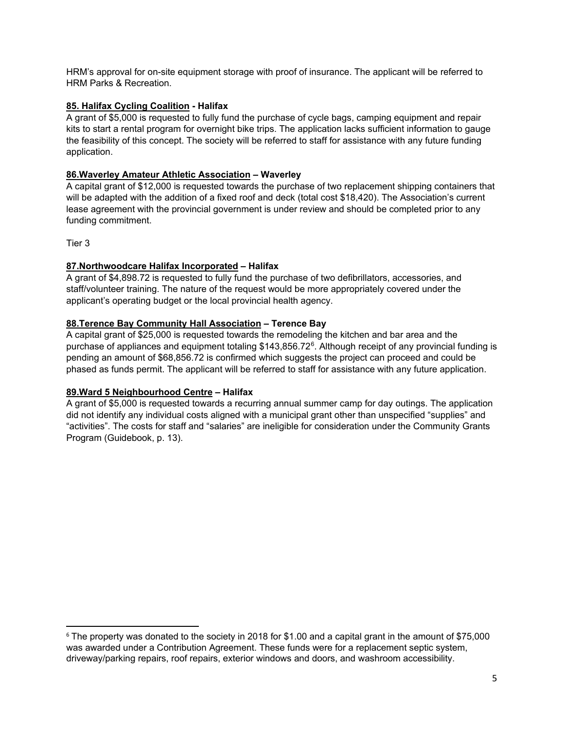HRM's approval for on-site equipment storage with proof of insurance. The applicant will be referred to HRM Parks & Recreation.

**<u>85. Halifax Cycling Coalition</u> - Halifax**

A grant of $5,000 is requested to fully fund the purchase of cycle bags, camping equipment and repair kits to start a rental program for overnight bike trips. The application lacks sufficient information to gauge the feasibility of this concept. The society will be referred to staff for assistance with any future funding application.

**<u>86.Waverley Amateur Athletic Association</u> – Waverley**

A capital grant of $12,000 is requested towards the purchase of two replacement shipping containers that will be adapted with the addition of a fixed roof and deck (total cost $18,420). The Association's current lease agreement with the provincial government is under review and should be completed prior to any funding commitment.

Tier 3

**<u>87.Northwoodcare Halifax Incorporated</u> – Halifax**

A grant of $4,898.72 is requested to fully fund the purchase of two defibrillators, accessories, and staff/volunteer training. The nature of the request would be more appropriately covered under the applicant's operating budget or the local provincial health agency.

**<u>88.Terence Bay Community Hall Association</u> – Terence Bay**

A capital grant of $25,000 is requested towards the remodeling the kitchen and bar area and the purchase of appliances and equipment totaling $143,856.72[6]. Although receipt of any provincial funding is pending an amount of $68,856.72 is confirmed which suggests the project can proceed and could be phased as funds permit. The applicant will be referred to staff for assistance with any future application.

**<u>89.Ward 5 Neighbourhood Centre</u> – Halifax**

A grant of $5,000 is requested towards a recurring annual summer camp for day outings. The application did not identify any individual costs aligned with a municipal grant other than unspecified "supplies" and "activities". The costs for staff and "salaries" are ineligible for consideration under the Community Grants Program (Guidebook, p. 13).

---

[6] The property was donated to the society in 2018 for $1.00 and a capital grant in the amount of $75,000 was awarded under a Contribution Agreement. These funds were for a replacement septic system, driveway/parking repairs, roof repairs, exterior windows and doors, and washroom accessibility.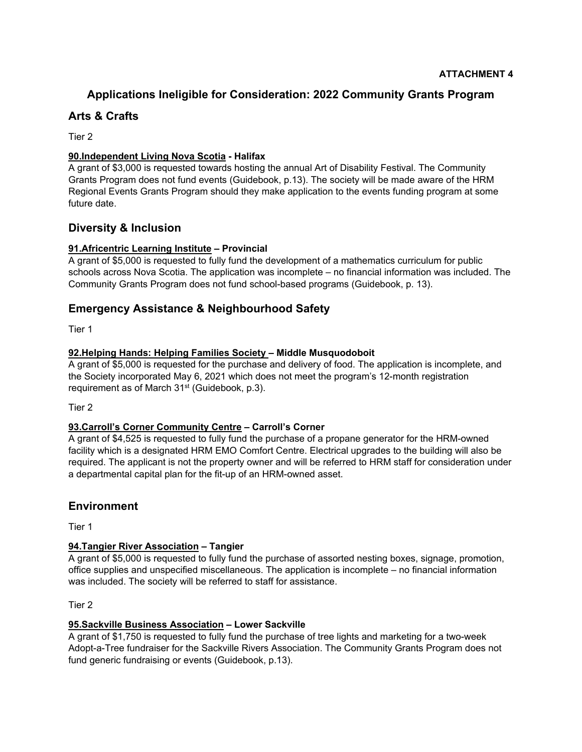**ATTACHMENT 4**

# Applications Ineligible for Consideration: 2022 Community Grants Program

## Arts & Crafts

Tier 2

**90.Independent Living Nova Scotia - Halifax**
A grant of $3,000 is requested towards hosting the annual Art of Disability Festival. The Community Grants Program does not fund events (Guidebook, p.13). The society will be made aware of the HRM Regional Events Grants Program should they make application to the events funding program at some future date.

## Diversity & Inclusion

**91.Africentric Learning Institute – Provincial**
A grant of $5,000 is requested to fully fund the development of a mathematics curriculum for public schools across Nova Scotia. The application was incomplete – no financial information was included. The Community Grants Program does not fund school-based programs (Guidebook, p. 13).

## Emergency Assistance & Neighbourhood Safety

Tier 1

**92.Helping Hands: Helping Families Society – Middle Musquodoboit**
A grant of $5,000 is requested for the purchase and delivery of food. The application is incomplete, and the Society incorporated May 6, 2021 which does not meet the program's 12-month registration requirement as of March 31st (Guidebook, p.3).

Tier 2

**93.Carroll's Corner Community Centre – Carroll's Corner**
A grant of $4,525 is requested to fully fund the purchase of a propane generator for the HRM-owned facility which is a designated HRM EMO Comfort Centre. Electrical upgrades to the building will also be required. The applicant is not the property owner and will be referred to HRM staff for consideration under a departmental capital plan for the fit-up of an HRM-owned asset.

## Environment

Tier 1

**94.Tangier River Association – Tangier**
A grant of $5,000 is requested to fully fund the purchase of assorted nesting boxes, signage, promotion, office supplies and unspecified miscellaneous. The application is incomplete – no financial information was included. The society will be referred to staff for assistance.

Tier 2

**95.Sackville Business Association – Lower Sackville**
A grant of $1,750 is requested to fully fund the purchase of tree lights and marketing for a two-week Adopt-a-Tree fundraiser for the Sackville Rivers Association. The Community Grants Program does not fund generic fundraising or events (Guidebook, p.13).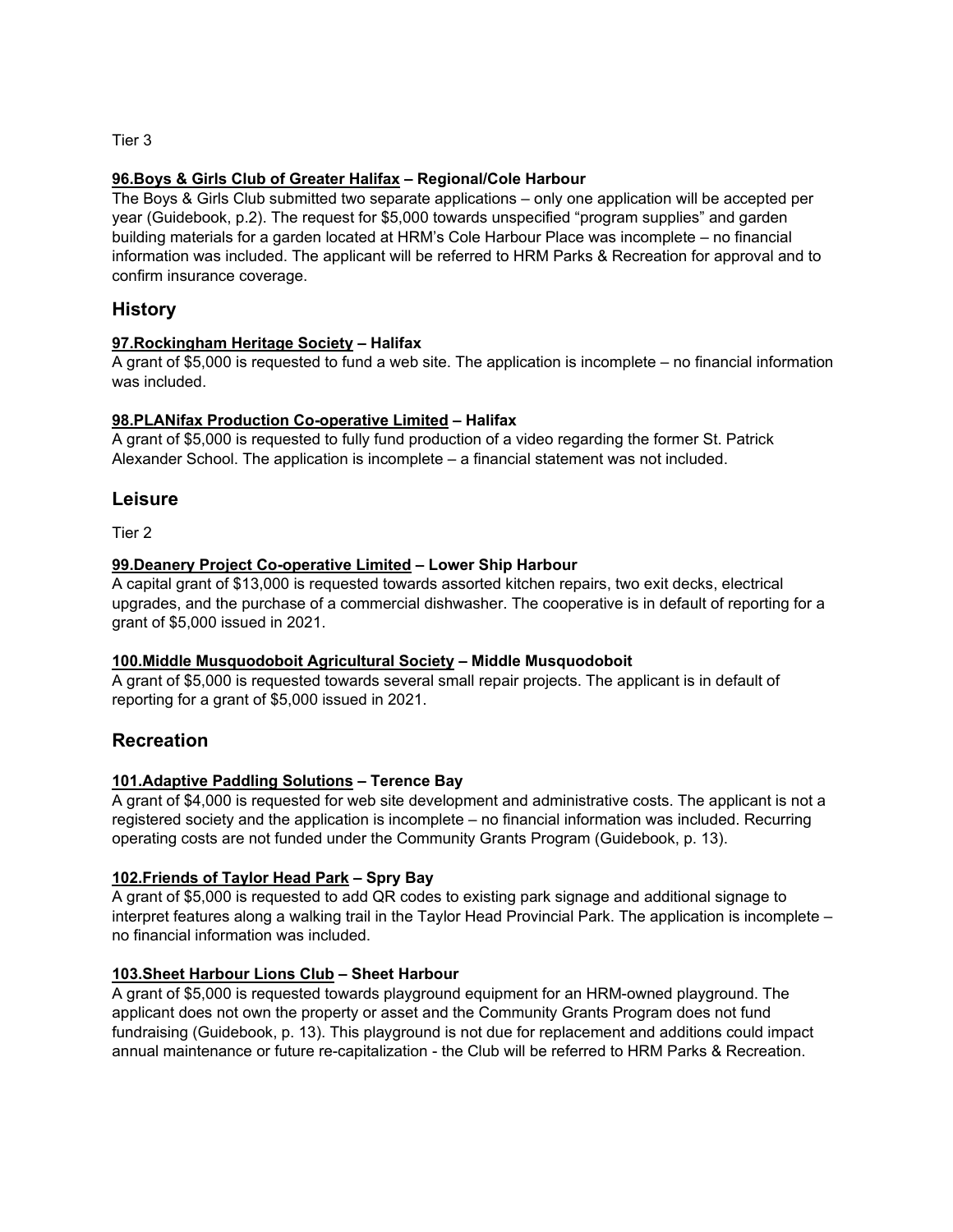Tier 3

**96.Boys & Girls Club of Greater Halifax – Regional/Cole Harbour**

The Boys & Girls Club submitted two separate applications – only one application will be accepted per year (Guidebook, p.2). The request for $5,000 towards unspecified "program supplies" and garden building materials for a garden located at HRM's Cole Harbour Place was incomplete – no financial information was included. The applicant will be referred to HRM Parks & Recreation for approval and to confirm insurance coverage.

## History

**97.Rockingham Heritage Society – Halifax**

A grant of $5,000 is requested to fund a web site. The application is incomplete – no financial information was included.

**98.PLANifax Production Co-operative Limited – Halifax**

A grant of $5,000 is requested to fully fund production of a video regarding the former St. Patrick Alexander School. The application is incomplete – a financial statement was not included.

## Leisure

Tier 2

**99.Deanery Project Co-operative Limited – Lower Ship Harbour**

A capital grant of $13,000 is requested towards assorted kitchen repairs, two exit decks, electrical upgrades, and the purchase of a commercial dishwasher. The cooperative is in default of reporting for a grant of $5,000 issued in 2021.

**100.Middle Musquodoboit Agricultural Society – Middle Musquodoboit**

A grant of $5,000 is requested towards several small repair projects. The applicant is in default of reporting for a grant of $5,000 issued in 2021.

## Recreation

**101.Adaptive Paddling Solutions – Terence Bay**

A grant of $4,000 is requested for web site development and administrative costs. The applicant is not a registered society and the application is incomplete – no financial information was included. Recurring operating costs are not funded under the Community Grants Program (Guidebook, p. 13).

**102.Friends of Taylor Head Park – Spry Bay**

A grant of $5,000 is requested to add QR codes to existing park signage and additional signage to interpret features along a walking trail in the Taylor Head Provincial Park. The application is incomplete – no financial information was included.

**103.Sheet Harbour Lions Club – Sheet Harbour**

A grant of $5,000 is requested towards playground equipment for an HRM-owned playground. The applicant does not own the property or asset and the Community Grants Program does not fund fundraising (Guidebook, p. 13). This playground is not due for replacement and additions could impact annual maintenance or future re-capitalization - the Club will be referred to HRM Parks & Recreation.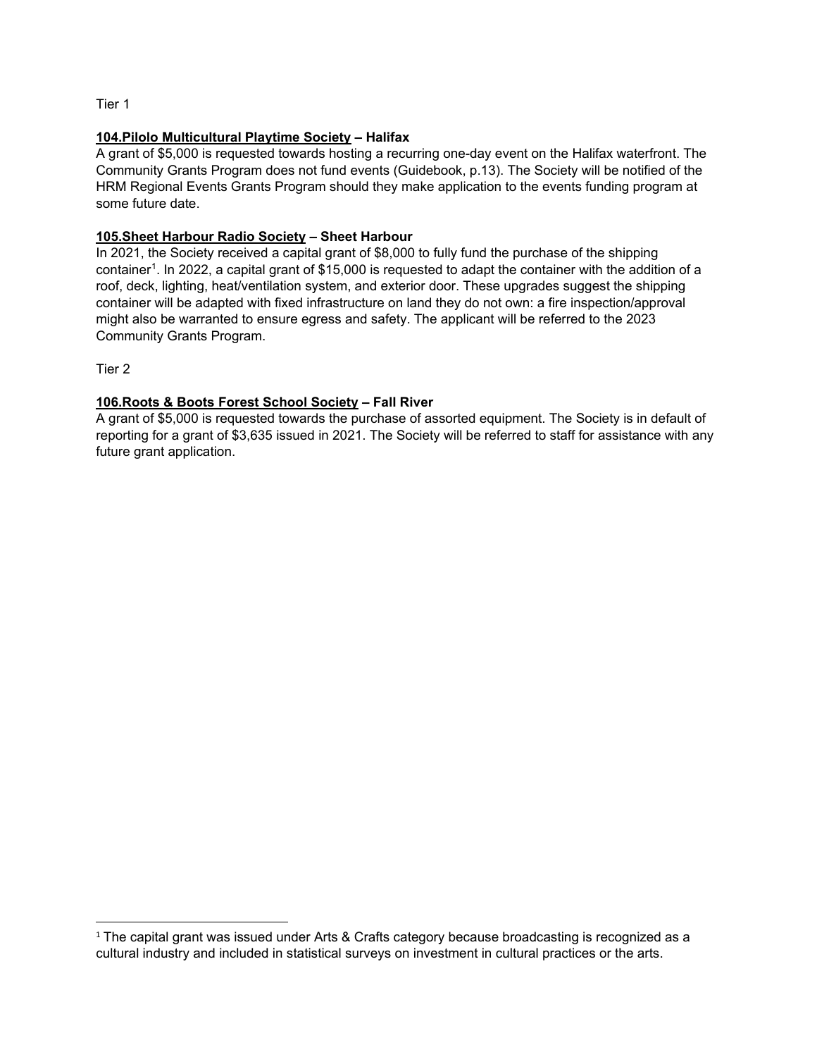Tier 1

**<u>104.Pilolo Multicultural Playtime Society</u> – Halifax**

A grant of $5,000 is requested towards hosting a recurring one-day event on the Halifax waterfront. The Community Grants Program does not fund events (Guidebook, p.13). The Society will be notified of the HRM Regional Events Grants Program should they make application to the events funding program at some future date.

**<u>105.Sheet Harbour Radio Society</u> – Sheet Harbour**

In 2021, the Society received a capital grant of $8,000 to fully fund the purchase of the shipping container[1]. In 2022, a capital grant of $15,000 is requested to adapt the container with the addition of a roof, deck, lighting, heat/ventilation system, and exterior door. These upgrades suggest the shipping container will be adapted with fixed infrastructure on land they do not own: a fire inspection/approval might also be warranted to ensure egress and safety. The applicant will be referred to the 2023 Community Grants Program.

Tier 2

**<u>106.Roots & Boots Forest School Society</u> – Fall River**

A grant of $5,000 is requested towards the purchase of assorted equipment. The Society is in default of reporting for a grant of $3,635 issued in 2021. The Society will be referred to staff for assistance with any future grant application.

---

[1] The capital grant was issued under Arts & Crafts category because broadcasting is recognized as a cultural industry and included in statistical surveys on investment in cultural practices or the arts.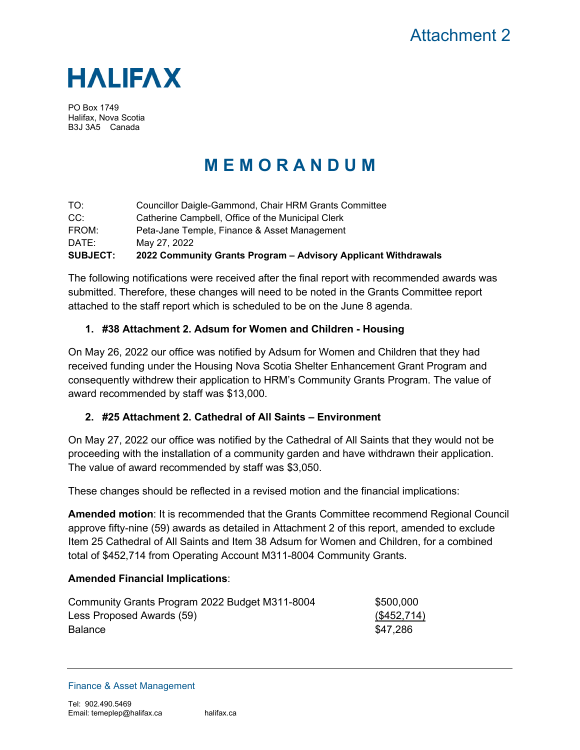Attachment 2

# HALIFAX

PO Box 1749
Halifax, Nova Scotia
B3J 3A5 Canada

# MEMORANDUM

| | |
|---|---|
| TO: | Councillor Daigle-Gammond, Chair HRM Grants Committee |
| CC: | Catherine Campbell, Office of the Municipal Clerk |
| FROM: | Peta-Jane Temple, Finance & Asset Management |
| DATE: | May 27, 2022 |
| **SUBJECT:** | **2022 Community Grants Program – Advisory Applicant Withdrawals** |

The following notifications were received after the final report with recommended awards was submitted. Therefore, these changes will need to be noted in the Grants Committee report attached to the staff report which is scheduled to be on the June 8 agenda.

1. **#38 Attachment 2. Adsum for Women and Children - Housing**

On May 26, 2022 our office was notified by Adsum for Women and Children that they had received funding under the Housing Nova Scotia Shelter Enhancement Grant Program and consequently withdrew their application to HRM's Community Grants Program. The value of award recommended by staff was $13,000.

2. **#25 Attachment 2. Cathedral of All Saints – Environment**

On May 27, 2022 our office was notified by the Cathedral of All Saints that they would not be proceeding with the installation of a community garden and have withdrawn their application. The value of award recommended by staff was $3,050.

These changes should be reflected in a revised motion and the financial implications:

**Amended motion**: It is recommended that the Grants Committee recommend Regional Council approve fifty-nine (59) awards as detailed in Attachment 2 of this report, amended to exclude Item 25 Cathedral of All Saints and Item 38 Adsum for Women and Children, for a combined total of $452,714 from Operating Account M311-8004 Community Grants.

**Amended Financial Implications**:

| | |
|---|---|
| Community Grants Program 2022 Budget M311-8004 | $500,000 |
| Less Proposed Awards (59) | ($452,714) |
| Balance | $47,286 |

Finance & Asset Management

Tel: 902.490.5469
Email: temeplep@halifax.ca halifax.ca